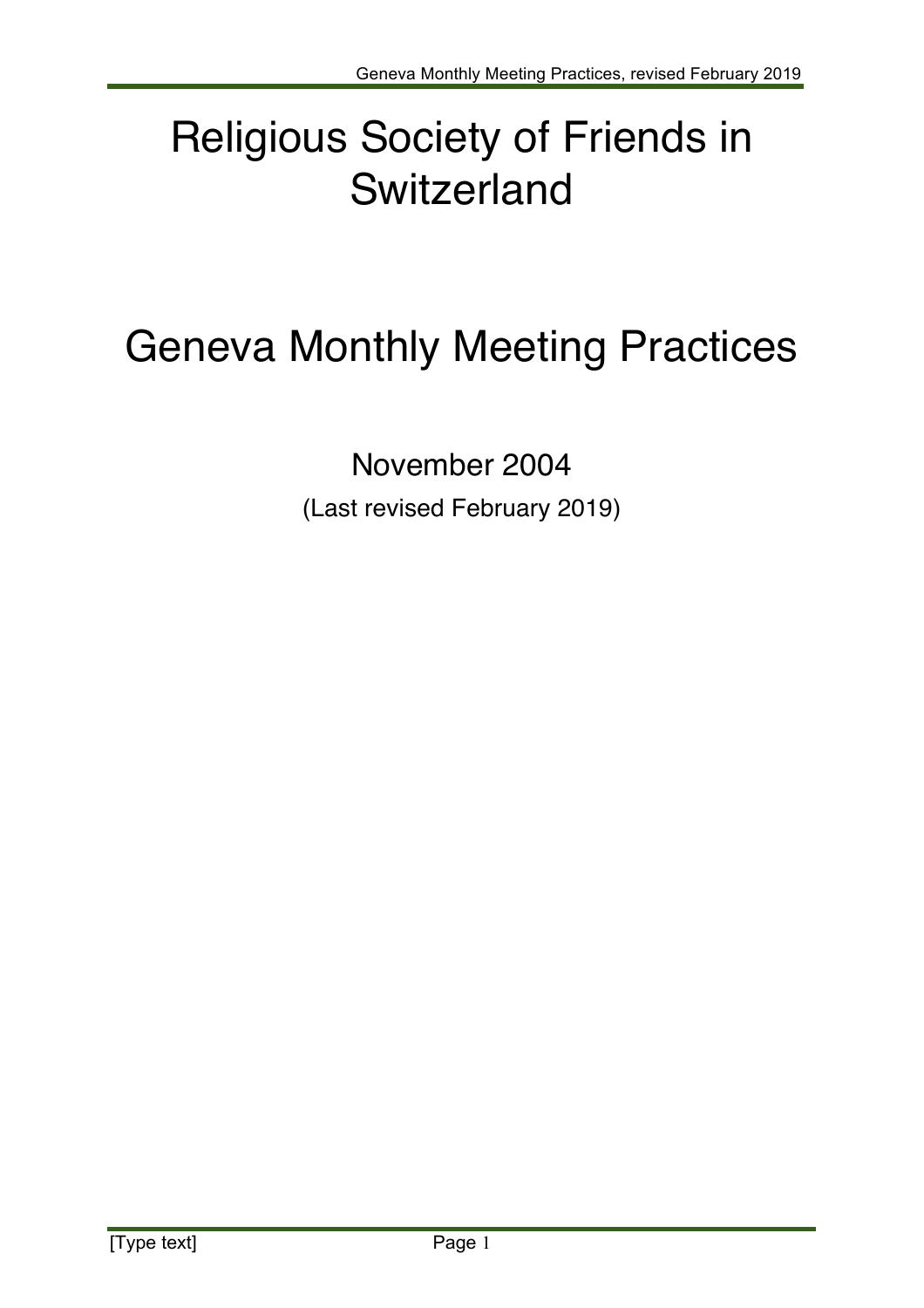# Religious Society of Friends in Switzerland

# Geneva Monthly Meeting Practices

November 2004

(Last revised February 2019)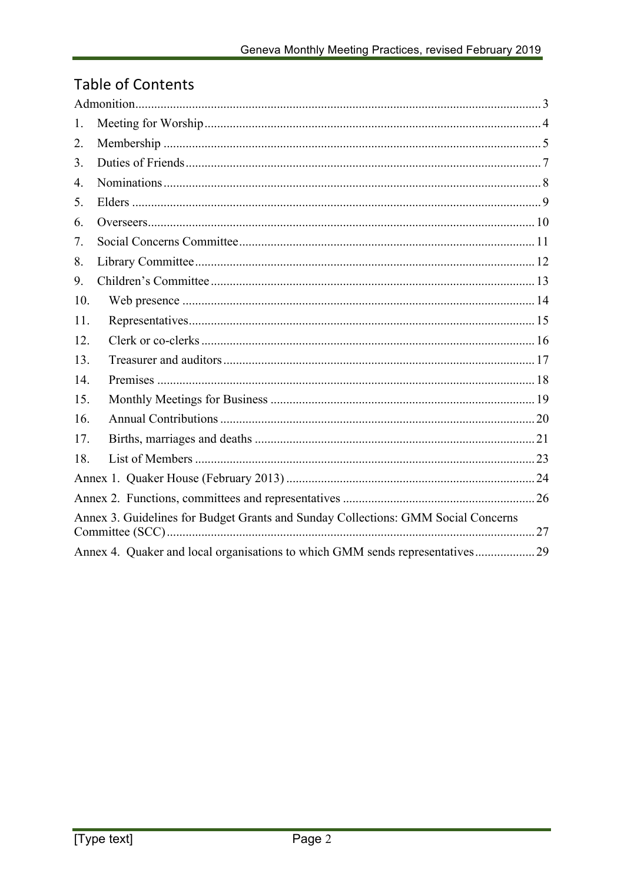## Table of Contents

- Admonition ... 3
- 1. Meeting for Worship ... 4
- 2. Membership ... 5
- 3. Duties of Friends ... 7
- 4. Nominations ... 8
- 5. Elders ... 9
- 6. Overseers ... 10
- 7. Social Concerns Committee ... 11
- 8. Library Committee ... 12
- 9. Children's Committee ... 13
- 10. Web presence ... 14
- 11. Representatives ... 15
- 12. Clerk or co-clerks ... 16
- 13. Treasurer and auditors ... 17
- 14. Premises ... 18
- 15. Monthly Meetings for Business ... 19
- 16. Annual Contributions ... 20
- 17. Births, marriages and deaths ... 21
- 18. List of Members ... 23
- Annex 1. Quaker House (February 2013) ... 24
- Annex 2. Functions, committees and representatives ... 26
- Annex 3. Guidelines for Budget Grants and Sunday Collections: GMM Social Concerns Committee (SCC) ... 27
- Annex 4. Quaker and local organisations to which GMM sends representatives ... 29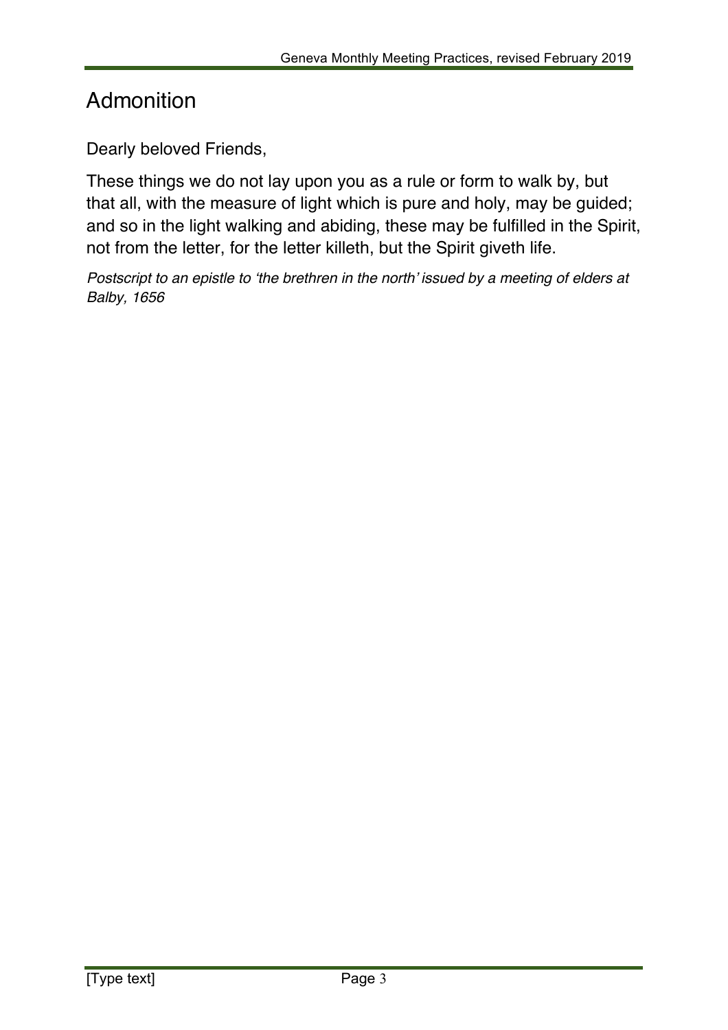# Admonition

Dearly beloved Friends,

These things we do not lay upon you as a rule or form to walk by, but that all, with the measure of light which is pure and holy, may be guided; and so in the light walking and abiding, these may be fulfilled in the Spirit, not from the letter, for the letter killeth, but the Spirit giveth life.

*Postscript to an epistle to 'the brethren in the north' issued by a meeting of elders at Balby, 1656*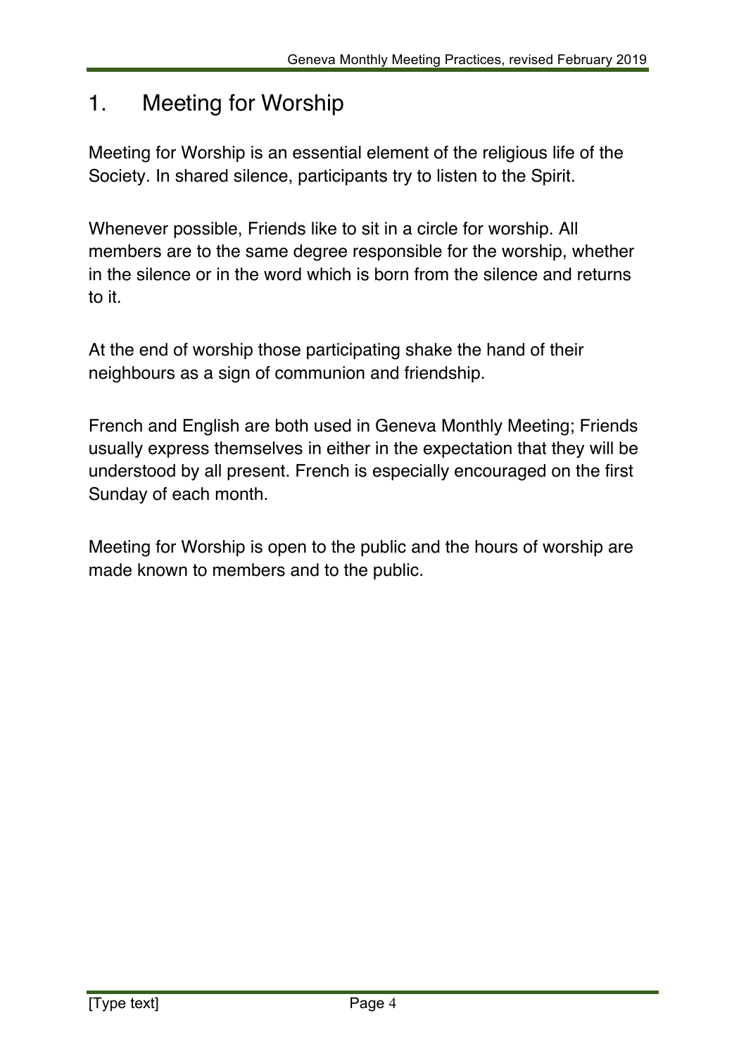# 1. Meeting for Worship

Meeting for Worship is an essential element of the religious life of the Society. In shared silence, participants try to listen to the Spirit.

Whenever possible, Friends like to sit in a circle for worship. All members are to the same degree responsible for the worship, whether in the silence or in the word which is born from the silence and returns to it.

At the end of worship those participating shake the hand of their neighbours as a sign of communion and friendship.

French and English are both used in Geneva Monthly Meeting; Friends usually express themselves in either in the expectation that they will be understood by all present. French is especially encouraged on the first Sunday of each month.

Meeting for Worship is open to the public and the hours of worship are made known to members and to the public.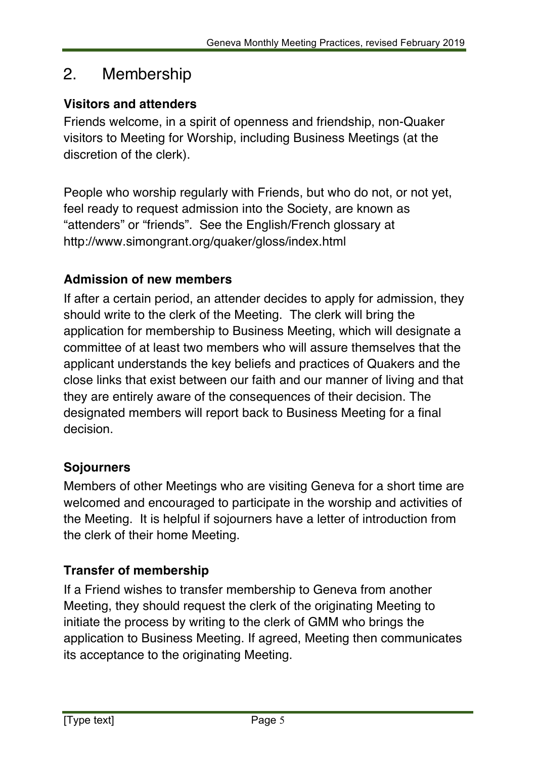## 2. Membership

### Visitors and attenders

Friends welcome, in a spirit of openness and friendship, non-Quaker visitors to Meeting for Worship, including Business Meetings (at the discretion of the clerk).

People who worship regularly with Friends, but who do not, or not yet, feel ready to request admission into the Society, are known as "attenders" or "friends". See the English/French glossary at http://www.simongrant.org/quaker/gloss/index.html

### Admission of new members

If after a certain period, an attender decides to apply for admission, they should write to the clerk of the Meeting. The clerk will bring the application for membership to Business Meeting, which will designate a committee of at least two members who will assure themselves that the applicant understands the key beliefs and practices of Quakers and the close links that exist between our faith and our manner of living and that they are entirely aware of the consequences of their decision. The designated members will report back to Business Meeting for a final decision.

### Sojourners

Members of other Meetings who are visiting Geneva for a short time are welcomed and encouraged to participate in the worship and activities of the Meeting. It is helpful if sojourners have a letter of introduction from the clerk of their home Meeting.

### Transfer of membership

If a Friend wishes to transfer membership to Geneva from another Meeting, they should request the clerk of the originating Meeting to initiate the process by writing to the clerk of GMM who brings the application to Business Meeting. If agreed, Meeting then communicates its acceptance to the originating Meeting.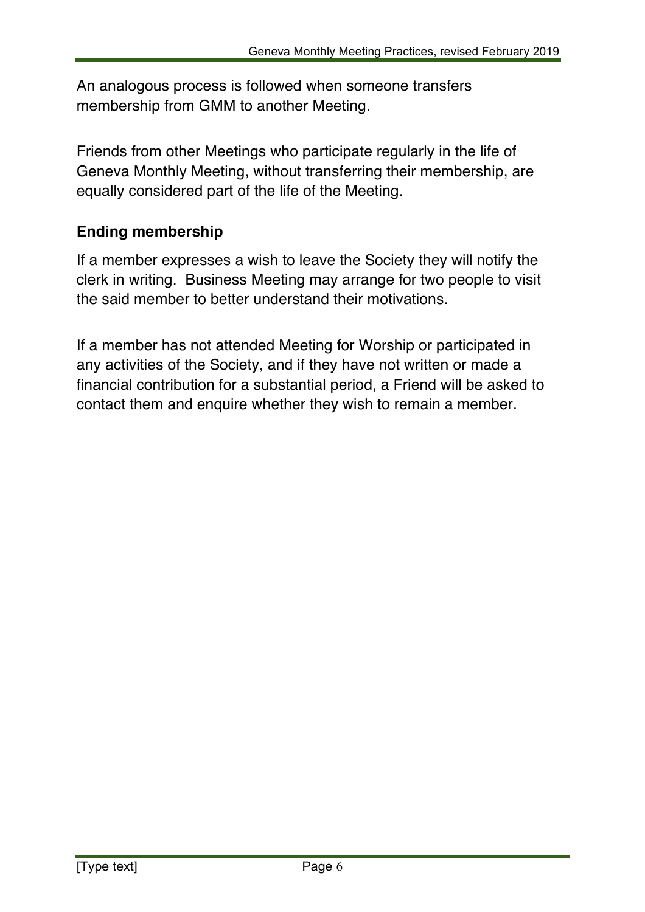An analogous process is followed when someone transfers membership from GMM to another Meeting.

Friends from other Meetings who participate regularly in the life of Geneva Monthly Meeting, without transferring their membership, are equally considered part of the life of the Meeting.

### Ending membership

If a member expresses a wish to leave the Society they will notify the clerk in writing. Business Meeting may arrange for two people to visit the said member to better understand their motivations.

If a member has not attended Meeting for Worship or participated in any activities of the Society, and if they have not written or made a financial contribution for a substantial period, a Friend will be asked to contact them and enquire whether they wish to remain a member.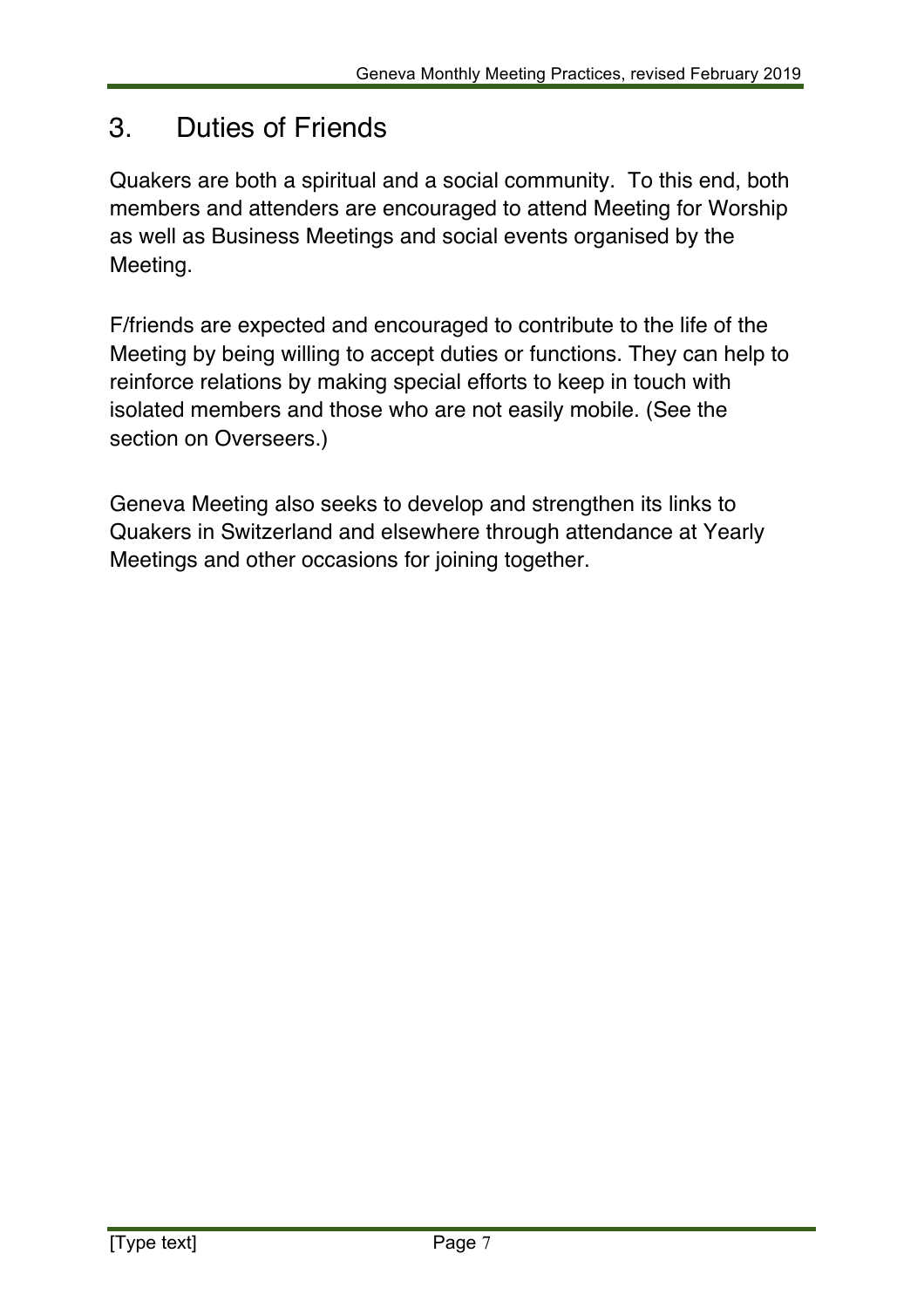# 3. Duties of Friends

Quakers are both a spiritual and a social community. To this end, both members and attenders are encouraged to attend Meeting for Worship as well as Business Meetings and social events organised by the Meeting.

F/friends are expected and encouraged to contribute to the life of the Meeting by being willing to accept duties or functions. They can help to reinforce relations by making special efforts to keep in touch with isolated members and those who are not easily mobile. (See the section on Overseers.)

Geneva Meeting also seeks to develop and strengthen its links to Quakers in Switzerland and elsewhere through attendance at Yearly Meetings and other occasions for joining together.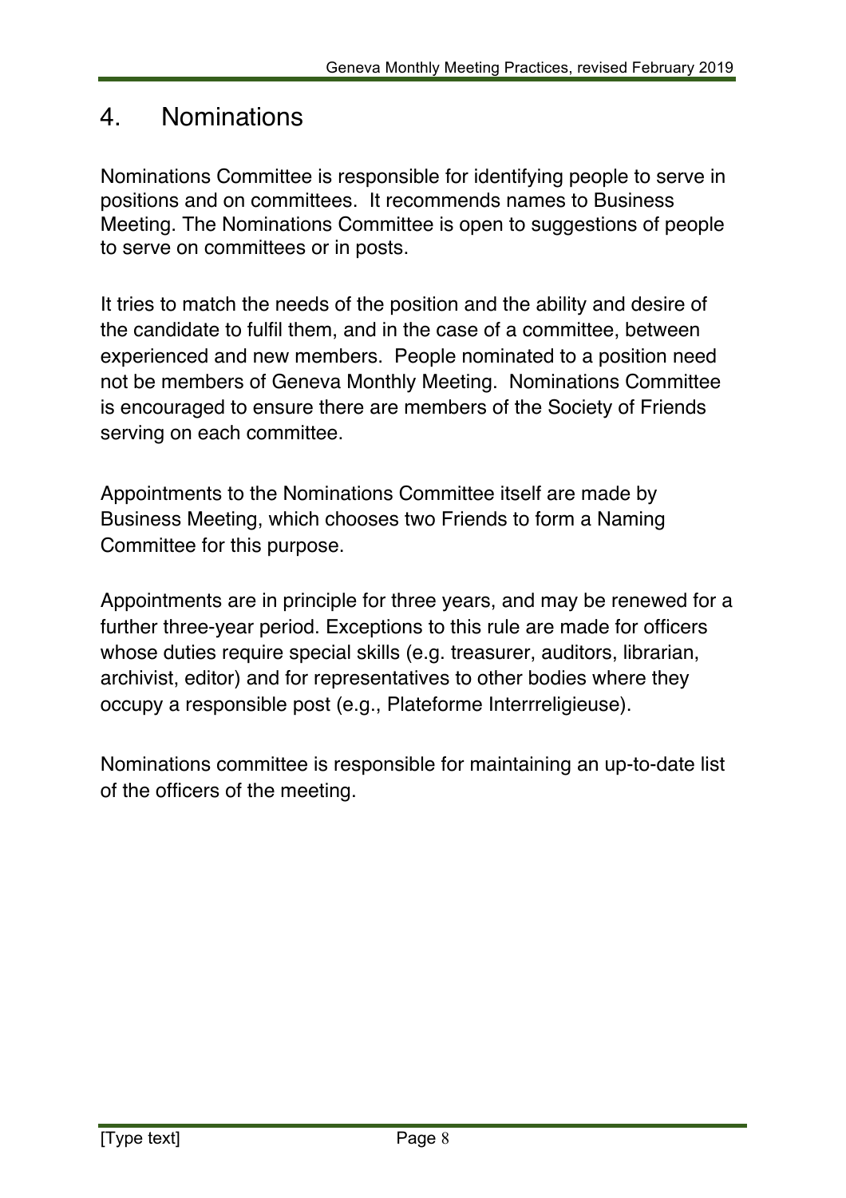# 4. Nominations

Nominations Committee is responsible for identifying people to serve in positions and on committees. It recommends names to Business Meeting. The Nominations Committee is open to suggestions of people to serve on committees or in posts.

It tries to match the needs of the position and the ability and desire of the candidate to fulfil them, and in the case of a committee, between experienced and new members. People nominated to a position need not be members of Geneva Monthly Meeting. Nominations Committee is encouraged to ensure there are members of the Society of Friends serving on each committee.

Appointments to the Nominations Committee itself are made by Business Meeting, which chooses two Friends to form a Naming Committee for this purpose.

Appointments are in principle for three years, and may be renewed for a further three-year period. Exceptions to this rule are made for officers whose duties require special skills (e.g. treasurer, auditors, librarian, archivist, editor) and for representatives to other bodies where they occupy a responsible post (e.g., Plateforme Interrreligieuse).

Nominations committee is responsible for maintaining an up-to-date list of the officers of the meeting.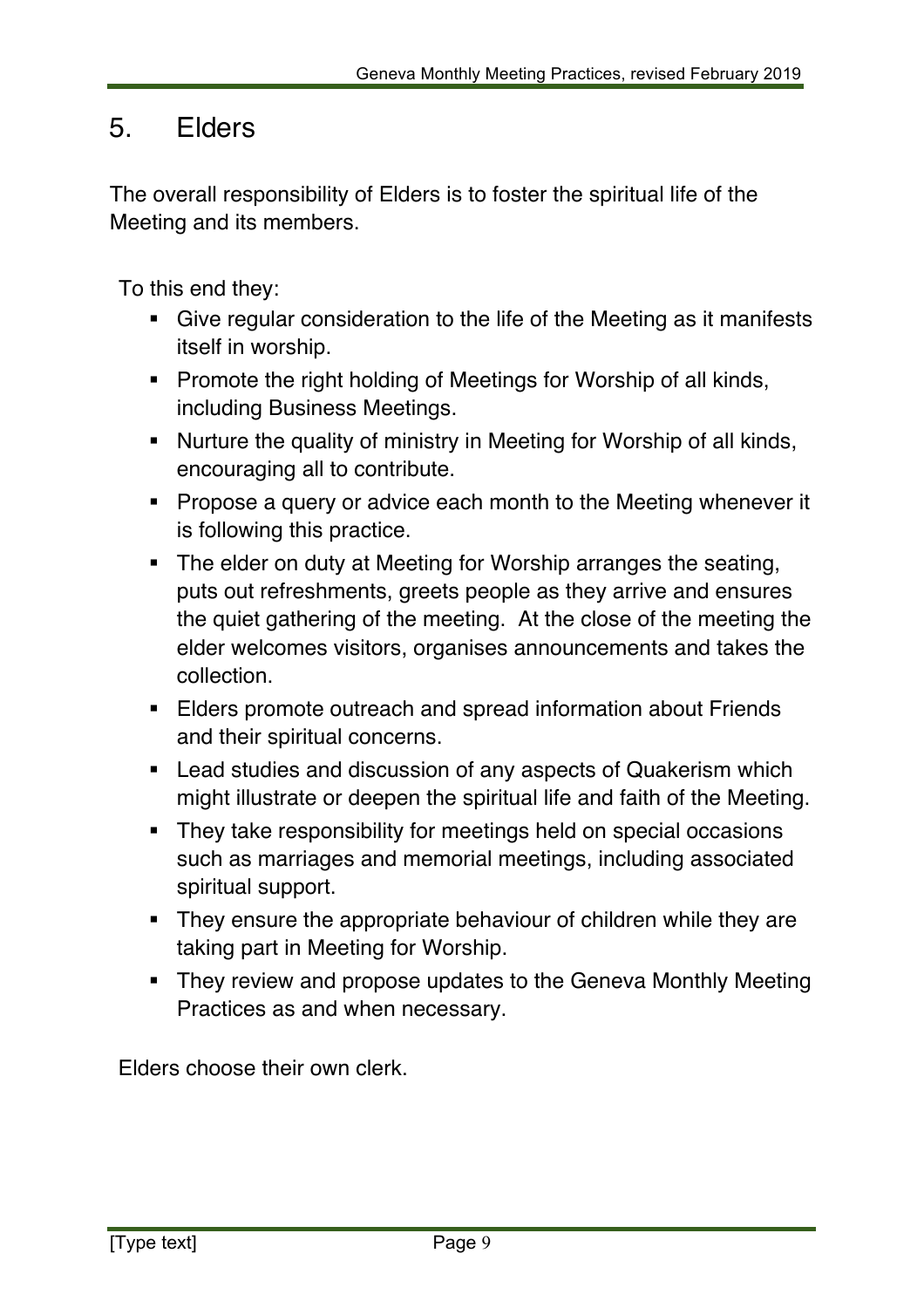## 5. Elders

The overall responsibility of Elders is to foster the spiritual life of the Meeting and its members.

To this end they:

- Give regular consideration to the life of the Meeting as it manifests itself in worship.
- Promote the right holding of Meetings for Worship of all kinds, including Business Meetings.
- Nurture the quality of ministry in Meeting for Worship of all kinds, encouraging all to contribute.
- Propose a query or advice each month to the Meeting whenever it is following this practice.
- The elder on duty at Meeting for Worship arranges the seating, puts out refreshments, greets people as they arrive and ensures the quiet gathering of the meeting. At the close of the meeting the elder welcomes visitors, organises announcements and takes the collection.
- Elders promote outreach and spread information about Friends and their spiritual concerns.
- Lead studies and discussion of any aspects of Quakerism which might illustrate or deepen the spiritual life and faith of the Meeting.
- They take responsibility for meetings held on special occasions such as marriages and memorial meetings, including associated spiritual support.
- They ensure the appropriate behaviour of children while they are taking part in Meeting for Worship.
- They review and propose updates to the Geneva Monthly Meeting Practices as and when necessary.

Elders choose their own clerk.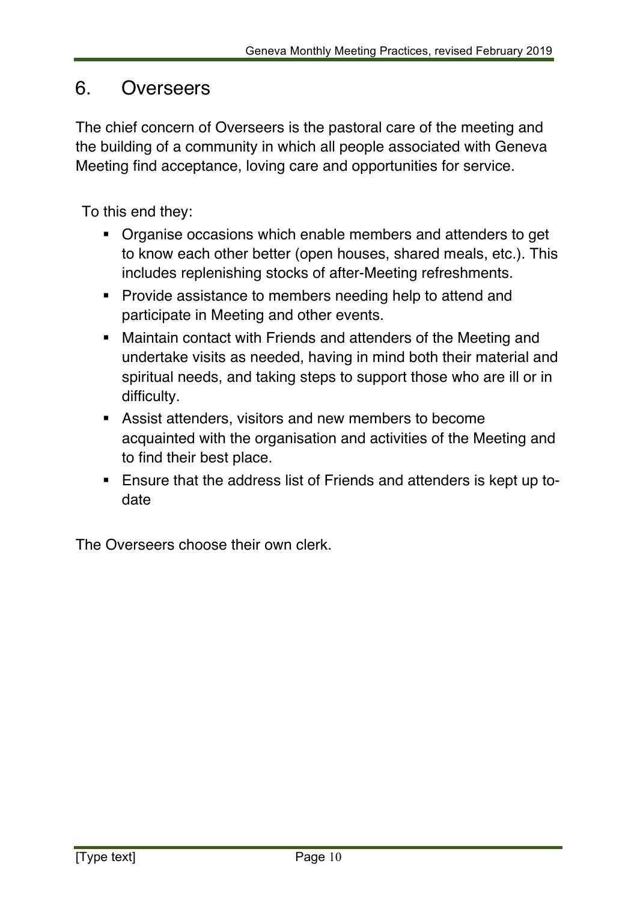## 6. Overseers

The chief concern of Overseers is the pastoral care of the meeting and the building of a community in which all people associated with Geneva Meeting find acceptance, loving care and opportunities for service.

To this end they:

- Organise occasions which enable members and attenders to get to know each other better (open houses, shared meals, etc.). This includes replenishing stocks of after-Meeting refreshments.
- Provide assistance to members needing help to attend and participate in Meeting and other events.
- Maintain contact with Friends and attenders of the Meeting and undertake visits as needed, having in mind both their material and spiritual needs, and taking steps to support those who are ill or in difficulty.
- Assist attenders, visitors and new members to become acquainted with the organisation and activities of the Meeting and to find their best place.
- Ensure that the address list of Friends and attenders is kept up to-date

The Overseers choose their own clerk.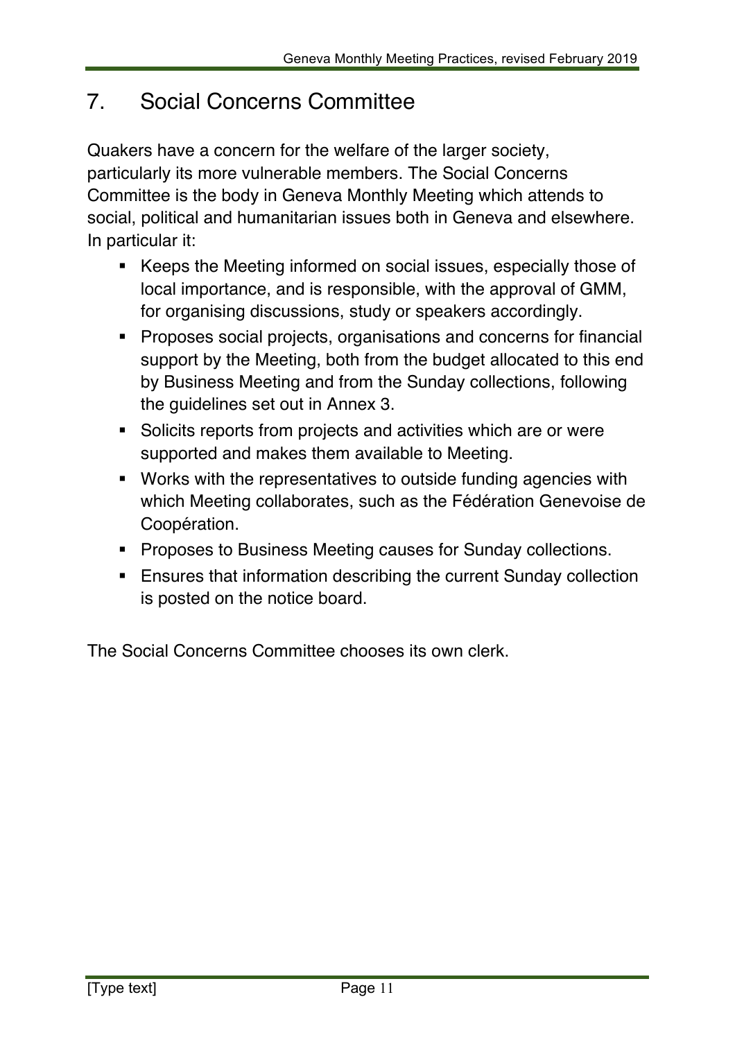## 7. Social Concerns Committee

Quakers have a concern for the welfare of the larger society, particularly its more vulnerable members. The Social Concerns Committee is the body in Geneva Monthly Meeting which attends to social, political and humanitarian issues both in Geneva and elsewhere. In particular it:

- Keeps the Meeting informed on social issues, especially those of local importance, and is responsible, with the approval of GMM, for organising discussions, study or speakers accordingly.
- Proposes social projects, organisations and concerns for financial support by the Meeting, both from the budget allocated to this end by Business Meeting and from the Sunday collections, following the guidelines set out in Annex 3.
- Solicits reports from projects and activities which are or were supported and makes them available to Meeting.
- Works with the representatives to outside funding agencies with which Meeting collaborates, such as the Fédération Genevoise de Coopération.
- Proposes to Business Meeting causes for Sunday collections.
- Ensures that information describing the current Sunday collection is posted on the notice board.

The Social Concerns Committee chooses its own clerk.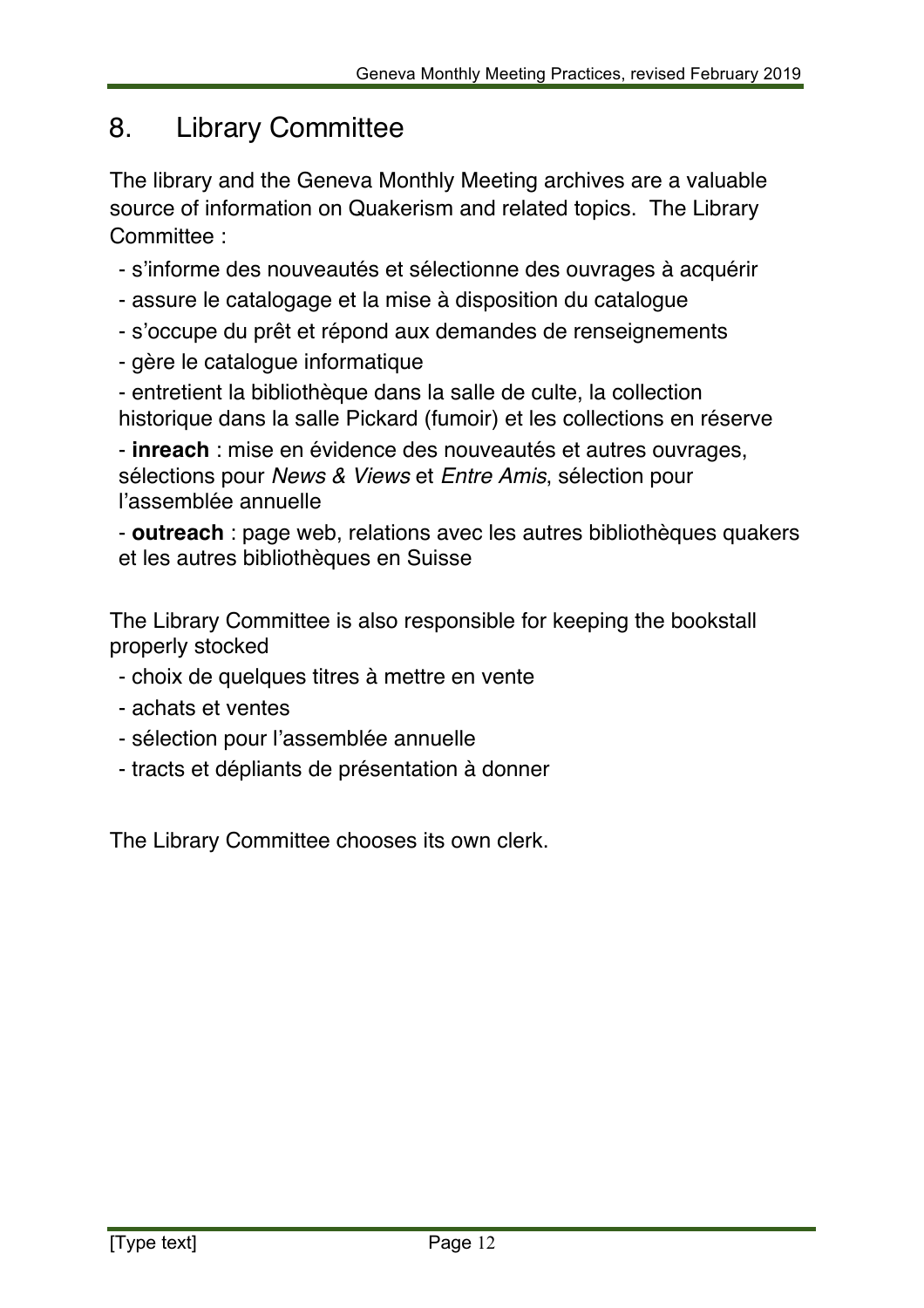## 8. Library Committee

The library and the Geneva Monthly Meeting archives are a valuable source of information on Quakerism and related topics. The Library Committee :

- s'informe des nouveautés et sélectionne des ouvrages à acquérir
- assure le catalogage et la mise à disposition du catalogue
- s'occupe du prêt et répond aux demandes de renseignements
- gère le catalogue informatique
- entretient la bibliothèque dans la salle de culte, la collection historique dans la salle Pickard (fumoir) et les collections en réserve
- **inreach** : mise en évidence des nouveautés et autres ouvrages, sélections pour *News & Views* et *Entre Amis*, sélection pour l'assemblée annuelle
- **outreach** : page web, relations avec les autres bibliothèques quakers et les autres bibliothèques en Suisse

The Library Committee is also responsible for keeping the bookstall properly stocked

- choix de quelques titres à mettre en vente
- achats et ventes
- sélection pour l'assemblée annuelle
- tracts et dépliants de présentation à donner

The Library Committee chooses its own clerk.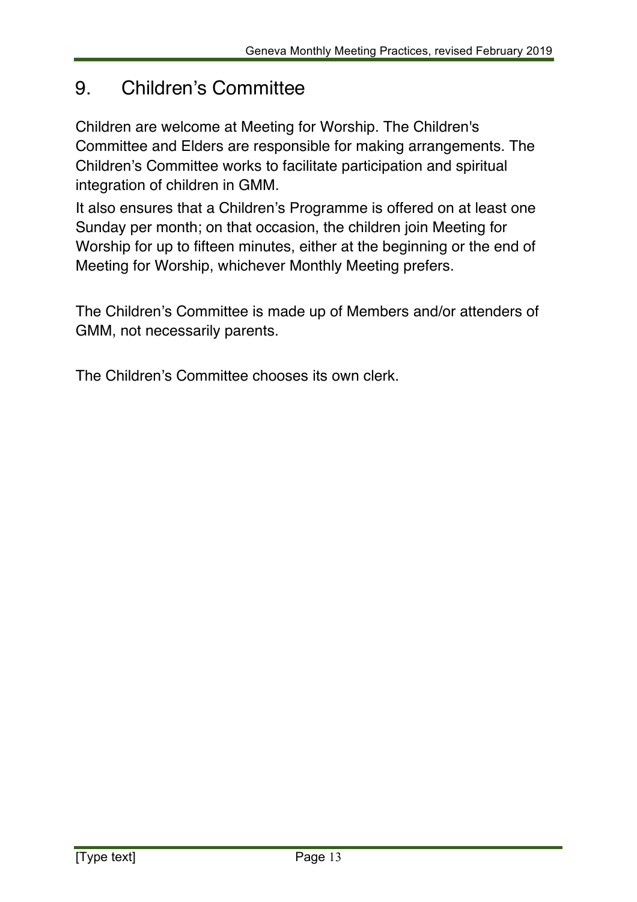## 9. Children's Committee

Children are welcome at Meeting for Worship. The Children's Committee and Elders are responsible for making arrangements. The Children's Committee works to facilitate participation and spiritual integration of children in GMM.

It also ensures that a Children's Programme is offered on at least one Sunday per month; on that occasion, the children join Meeting for Worship for up to fifteen minutes, either at the beginning or the end of Meeting for Worship, whichever Monthly Meeting prefers.

The Children's Committee is made up of Members and/or attenders of GMM, not necessarily parents.

The Children's Committee chooses its own clerk.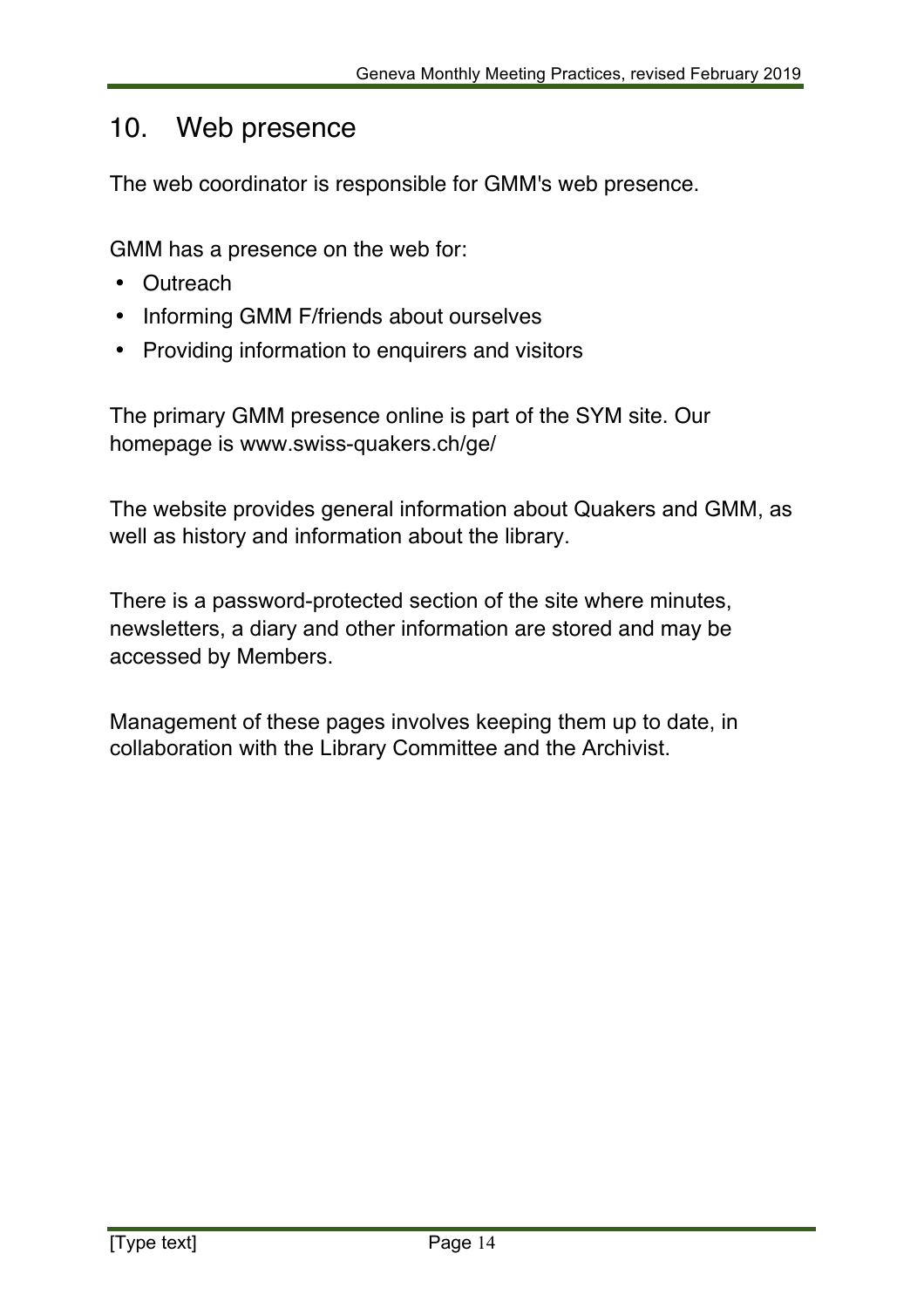# 10. Web presence

The web coordinator is responsible for GMM's web presence.

GMM has a presence on the web for:

- Outreach
- Informing GMM F/friends about ourselves
- Providing information to enquirers and visitors

The primary GMM presence online is part of the SYM site. Our homepage is www.swiss-quakers.ch/ge/

The website provides general information about Quakers and GMM, as well as history and information about the library.

There is a password-protected section of the site where minutes, newsletters, a diary and other information are stored and may be accessed by Members.

Management of these pages involves keeping them up to date, in collaboration with the Library Committee and the Archivist.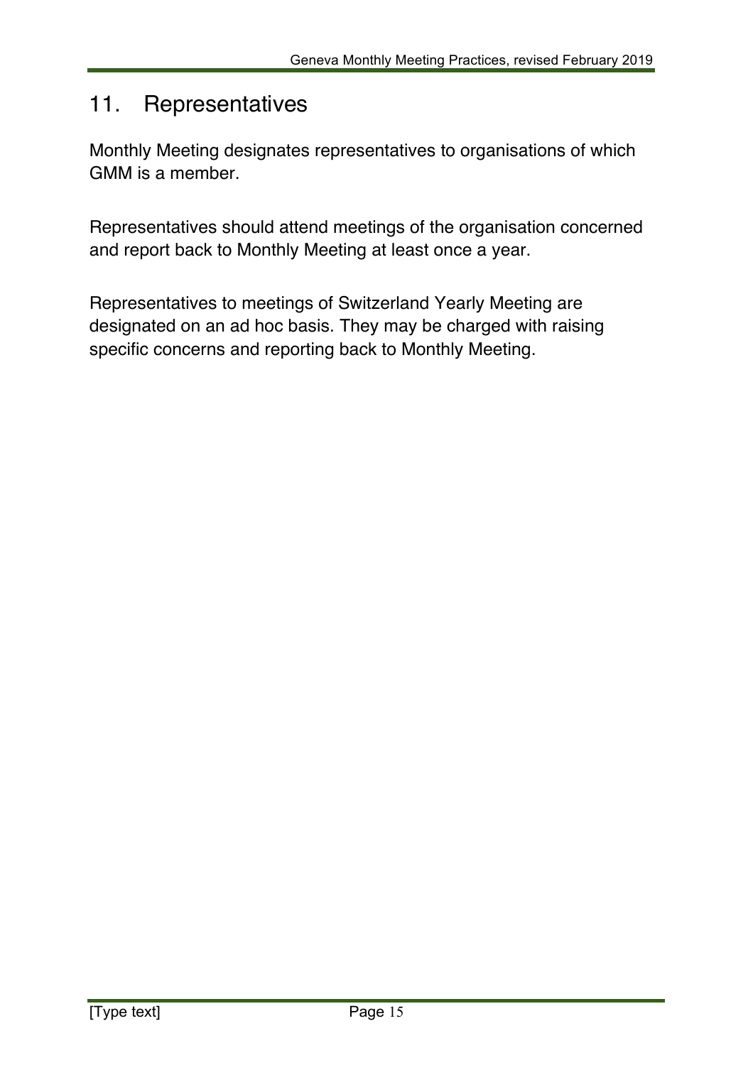## 11. Representatives

Monthly Meeting designates representatives to organisations of which GMM is a member.

Representatives should attend meetings of the organisation concerned and report back to Monthly Meeting at least once a year.

Representatives to meetings of Switzerland Yearly Meeting are designated on an ad hoc basis. They may be charged with raising specific concerns and reporting back to Monthly Meeting.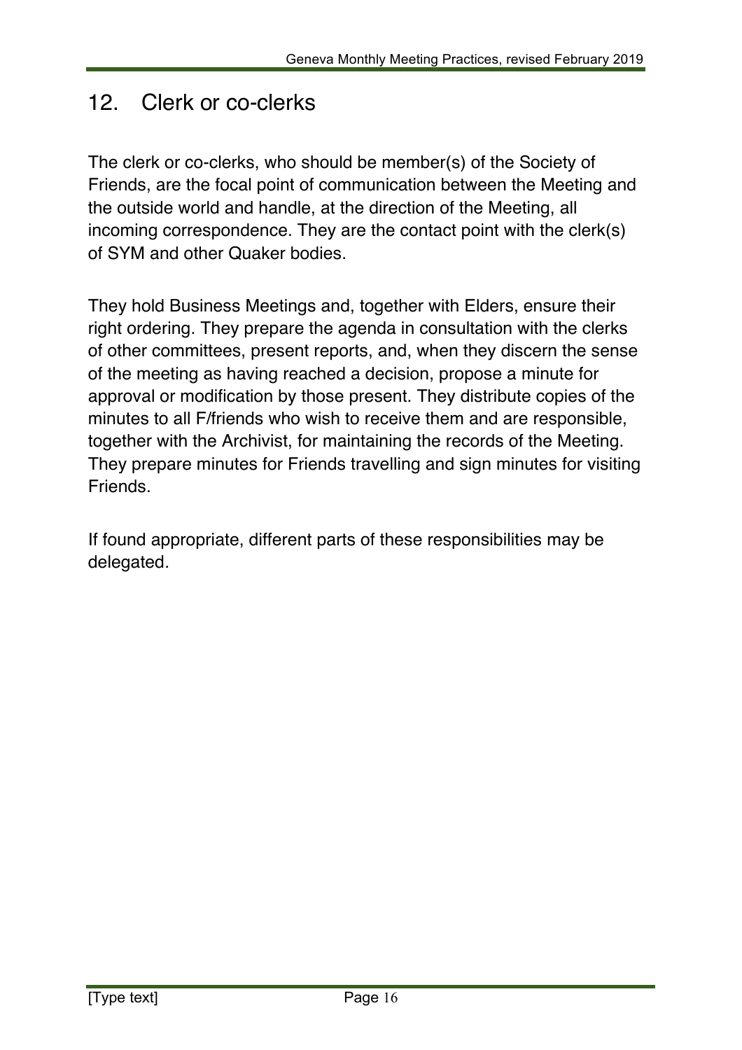## 12. Clerk or co-clerks

The clerk or co-clerks, who should be member(s) of the Society of Friends, are the focal point of communication between the Meeting and the outside world and handle, at the direction of the Meeting, all incoming correspondence. They are the contact point with the clerk(s) of SYM and other Quaker bodies.

They hold Business Meetings and, together with Elders, ensure their right ordering. They prepare the agenda in consultation with the clerks of other committees, present reports, and, when they discern the sense of the meeting as having reached a decision, propose a minute for approval or modification by those present. They distribute copies of the minutes to all F/friends who wish to receive them and are responsible, together with the Archivist, for maintaining the records of the Meeting. They prepare minutes for Friends travelling and sign minutes for visiting Friends.

If found appropriate, different parts of these responsibilities may be delegated.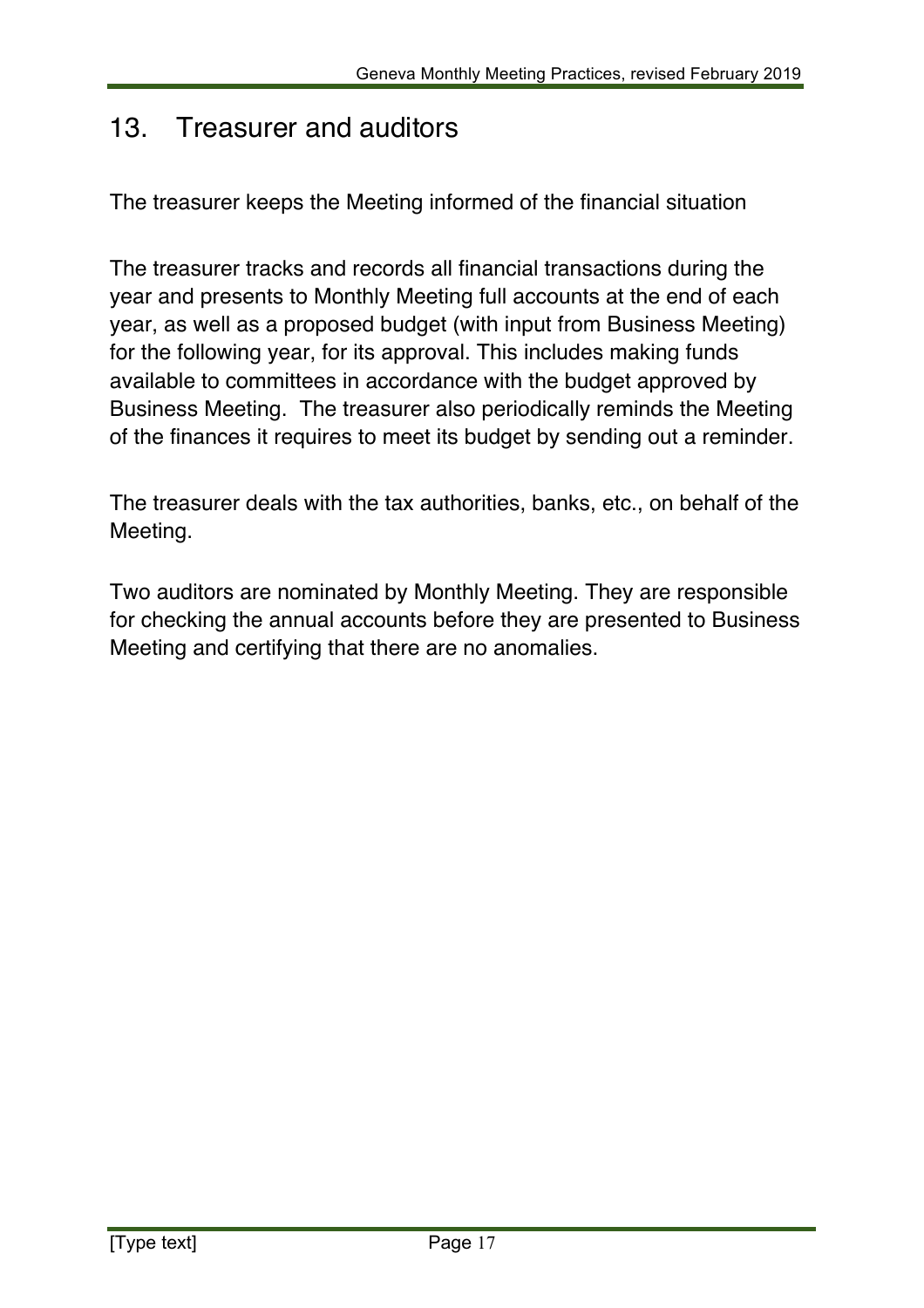# 13. Treasurer and auditors

The treasurer keeps the Meeting informed of the financial situation

The treasurer tracks and records all financial transactions during the year and presents to Monthly Meeting full accounts at the end of each year, as well as a proposed budget (with input from Business Meeting) for the following year, for its approval. This includes making funds available to committees in accordance with the budget approved by Business Meeting. The treasurer also periodically reminds the Meeting of the finances it requires to meet its budget by sending out a reminder.

The treasurer deals with the tax authorities, banks, etc., on behalf of the Meeting.

Two auditors are nominated by Monthly Meeting. They are responsible for checking the annual accounts before they are presented to Business Meeting and certifying that there are no anomalies.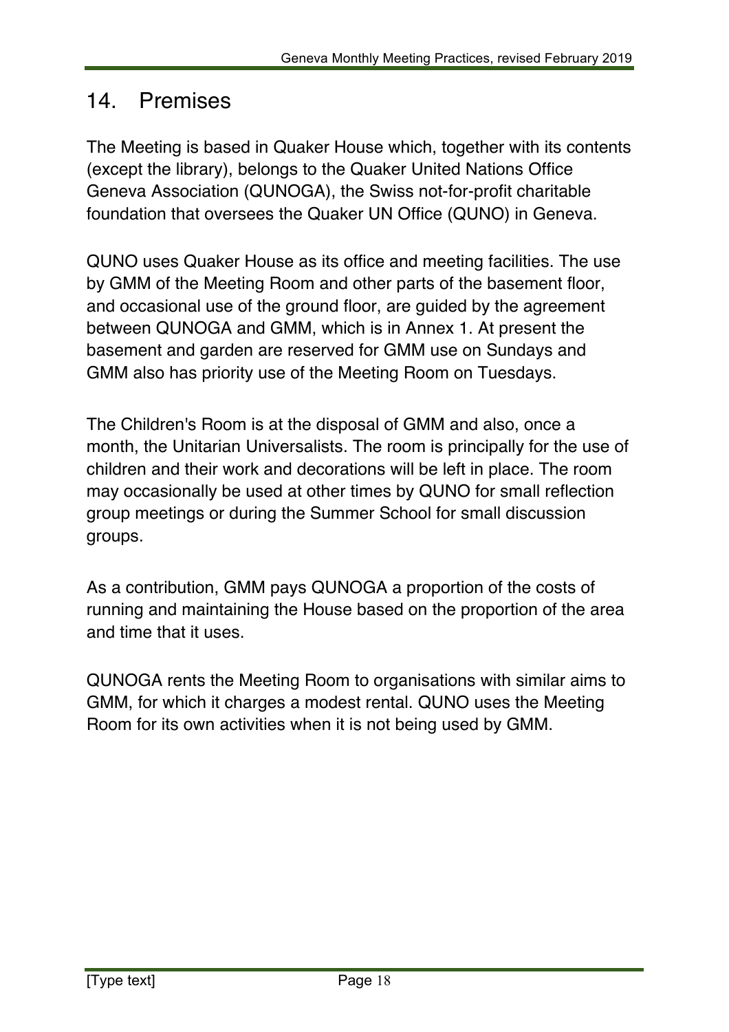# 14. Premises

The Meeting is based in Quaker House which, together with its contents (except the library), belongs to the Quaker United Nations Office Geneva Association (QUNOGA), the Swiss not-for-profit charitable foundation that oversees the Quaker UN Office (QUNO) in Geneva.

QUNO uses Quaker House as its office and meeting facilities. The use by GMM of the Meeting Room and other parts of the basement floor, and occasional use of the ground floor, are guided by the agreement between QUNOGA and GMM, which is in Annex 1. At present the basement and garden are reserved for GMM use on Sundays and GMM also has priority use of the Meeting Room on Tuesdays.

The Children's Room is at the disposal of GMM and also, once a month, the Unitarian Universalists. The room is principally for the use of children and their work and decorations will be left in place. The room may occasionally be used at other times by QUNO for small reflection group meetings or during the Summer School for small discussion groups.

As a contribution, GMM pays QUNOGA a proportion of the costs of running and maintaining the House based on the proportion of the area and time that it uses.

QUNOGA rents the Meeting Room to organisations with similar aims to GMM, for which it charges a modest rental. QUNO uses the Meeting Room for its own activities when it is not being used by GMM.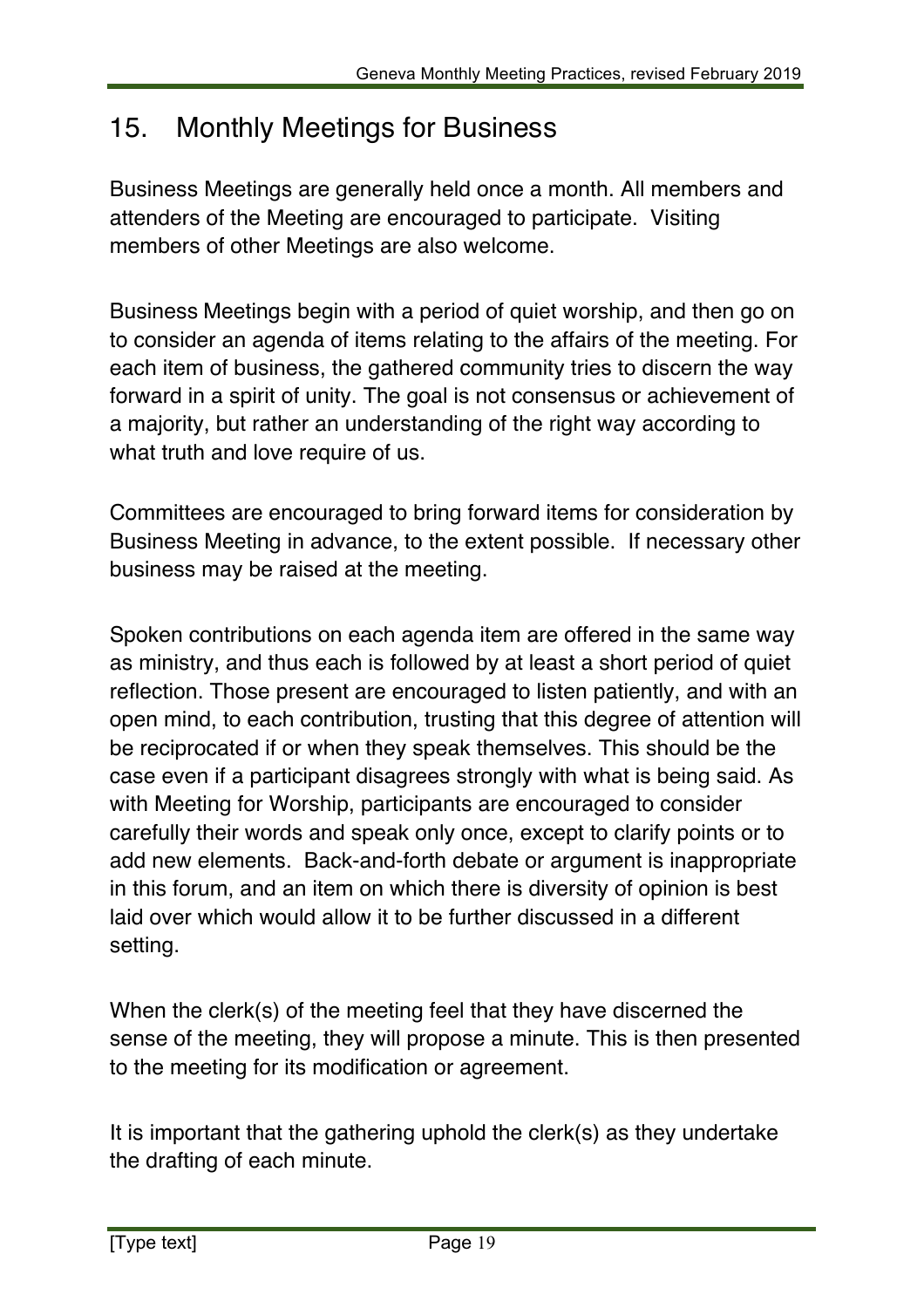## 15. Monthly Meetings for Business

Business Meetings are generally held once a month. All members and attenders of the Meeting are encouraged to participate. Visiting members of other Meetings are also welcome.

Business Meetings begin with a period of quiet worship, and then go on to consider an agenda of items relating to the affairs of the meeting. For each item of business, the gathered community tries to discern the way forward in a spirit of unity. The goal is not consensus or achievement of a majority, but rather an understanding of the right way according to what truth and love require of us.

Committees are encouraged to bring forward items for consideration by Business Meeting in advance, to the extent possible. If necessary other business may be raised at the meeting.

Spoken contributions on each agenda item are offered in the same way as ministry, and thus each is followed by at least a short period of quiet reflection. Those present are encouraged to listen patiently, and with an open mind, to each contribution, trusting that this degree of attention will be reciprocated if or when they speak themselves. This should be the case even if a participant disagrees strongly with what is being said. As with Meeting for Worship, participants are encouraged to consider carefully their words and speak only once, except to clarify points or to add new elements. Back-and-forth debate or argument is inappropriate in this forum, and an item on which there is diversity of opinion is best laid over which would allow it to be further discussed in a different setting.

When the clerk(s) of the meeting feel that they have discerned the sense of the meeting, they will propose a minute. This is then presented to the meeting for its modification or agreement.

It is important that the gathering uphold the clerk(s) as they undertake the drafting of each minute.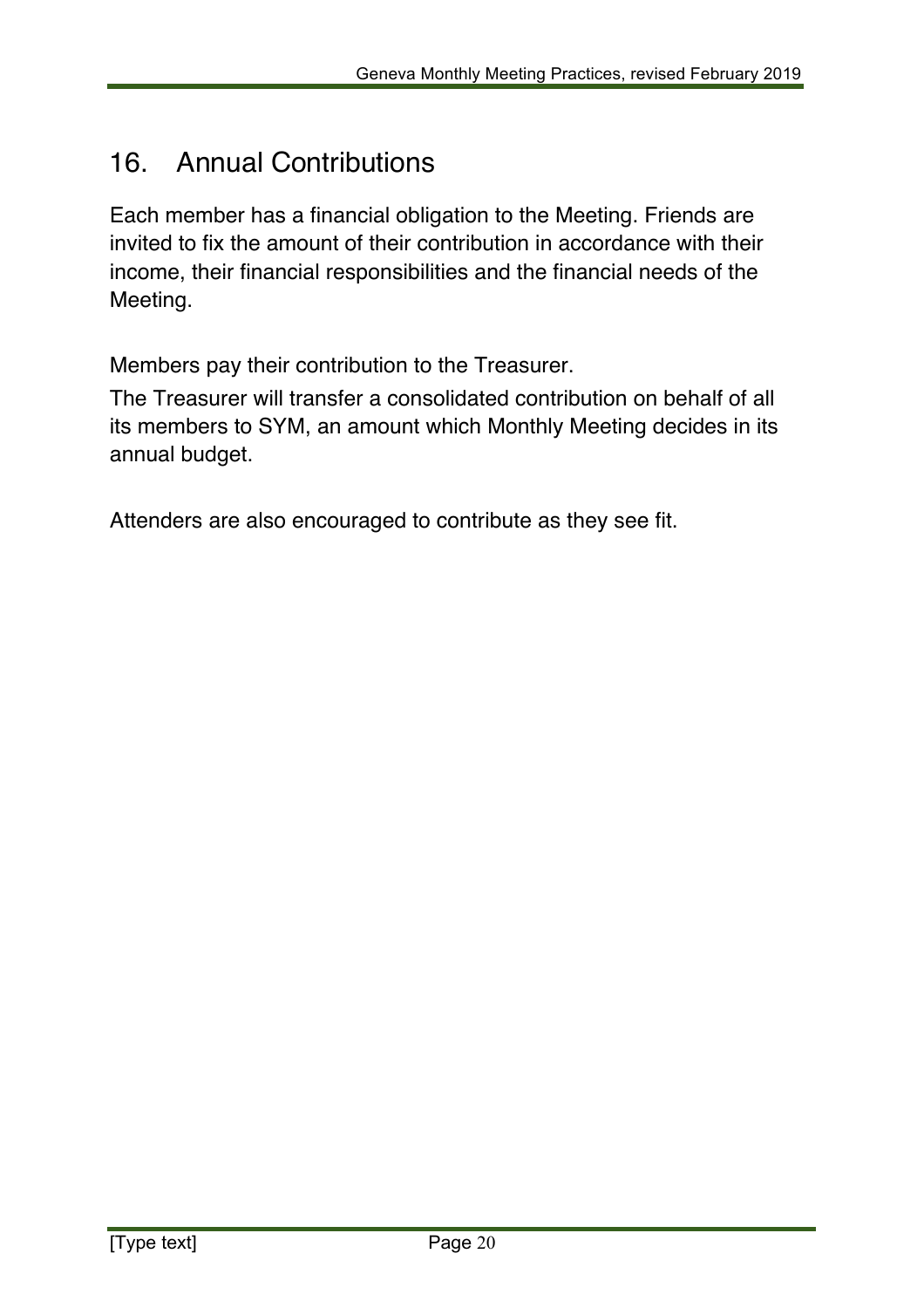## 16. Annual Contributions

Each member has a financial obligation to the Meeting. Friends are invited to fix the amount of their contribution in accordance with their income, their financial responsibilities and the financial needs of the Meeting.

Members pay their contribution to the Treasurer.

The Treasurer will transfer a consolidated contribution on behalf of all its members to SYM, an amount which Monthly Meeting decides in its annual budget.

Attenders are also encouraged to contribute as they see fit.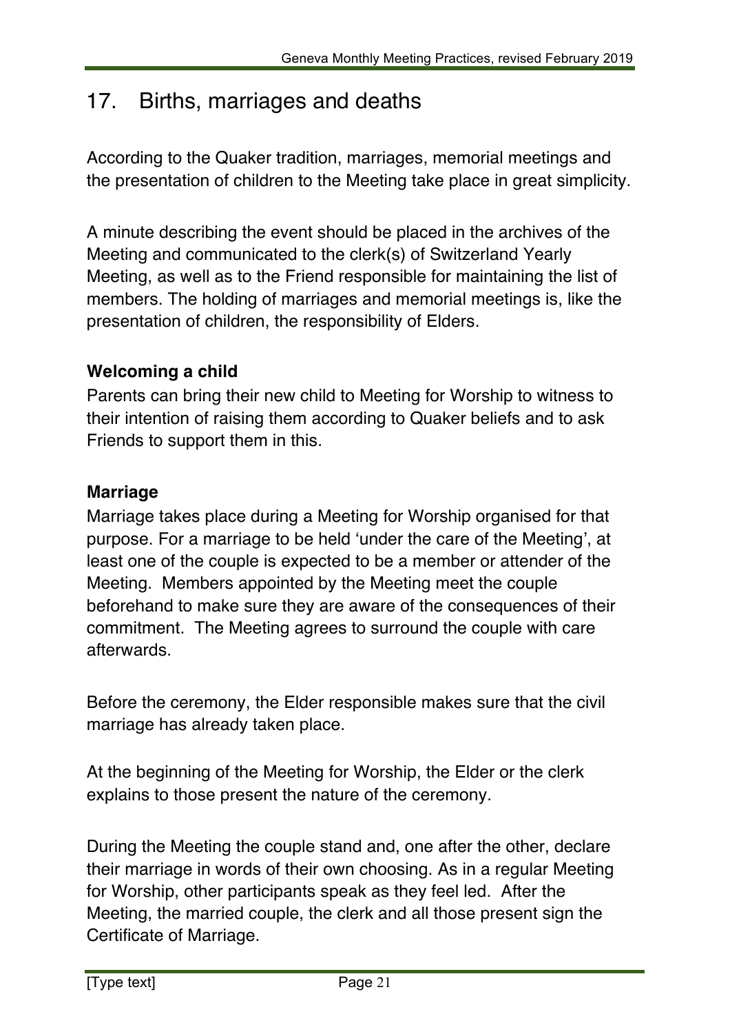## 17. Births, marriages and deaths

According to the Quaker tradition, marriages, memorial meetings and the presentation of children to the Meeting take place in great simplicity.

A minute describing the event should be placed in the archives of the Meeting and communicated to the clerk(s) of Switzerland Yearly Meeting, as well as to the Friend responsible for maintaining the list of members. The holding of marriages and memorial meetings is, like the presentation of children, the responsibility of Elders.

**Welcoming a child**

Parents can bring their new child to Meeting for Worship to witness to their intention of raising them according to Quaker beliefs and to ask Friends to support them in this.

**Marriage**

Marriage takes place during a Meeting for Worship organised for that purpose. For a marriage to be held 'under the care of the Meeting', at least one of the couple is expected to be a member or attender of the Meeting. Members appointed by the Meeting meet the couple beforehand to make sure they are aware of the consequences of their commitment. The Meeting agrees to surround the couple with care afterwards.

Before the ceremony, the Elder responsible makes sure that the civil marriage has already taken place.

At the beginning of the Meeting for Worship, the Elder or the clerk explains to those present the nature of the ceremony.

During the Meeting the couple stand and, one after the other, declare their marriage in words of their own choosing. As in a regular Meeting for Worship, other participants speak as they feel led. After the Meeting, the married couple, the clerk and all those present sign the Certificate of Marriage.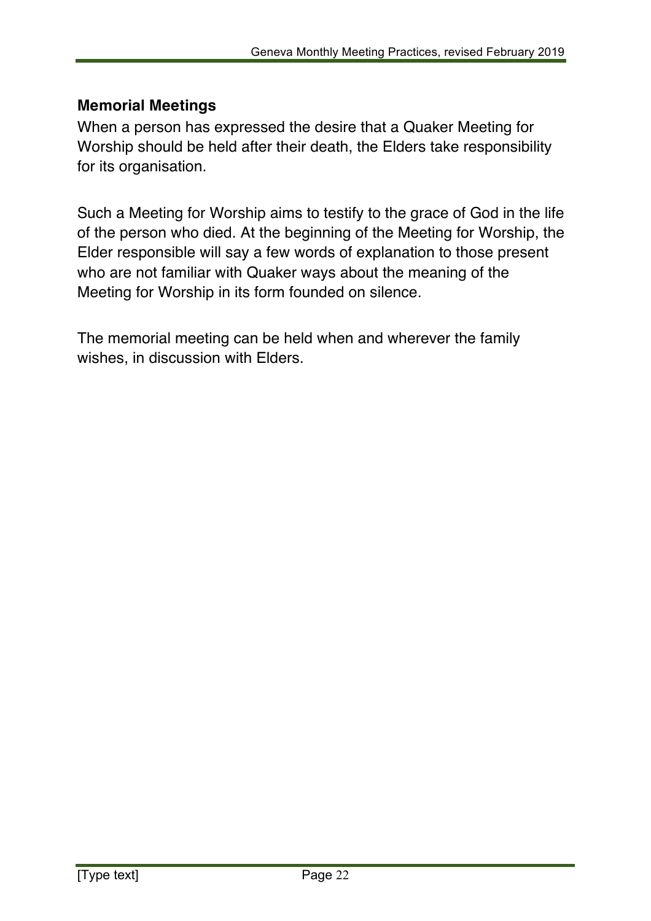## Memorial Meetings

When a person has expressed the desire that a Quaker Meeting for Worship should be held after their death, the Elders take responsibility for its organisation.

Such a Meeting for Worship aims to testify to the grace of God in the life of the person who died. At the beginning of the Meeting for Worship, the Elder responsible will say a few words of explanation to those present who are not familiar with Quaker ways about the meaning of the Meeting for Worship in its form founded on silence.

The memorial meeting can be held when and wherever the family wishes, in discussion with Elders.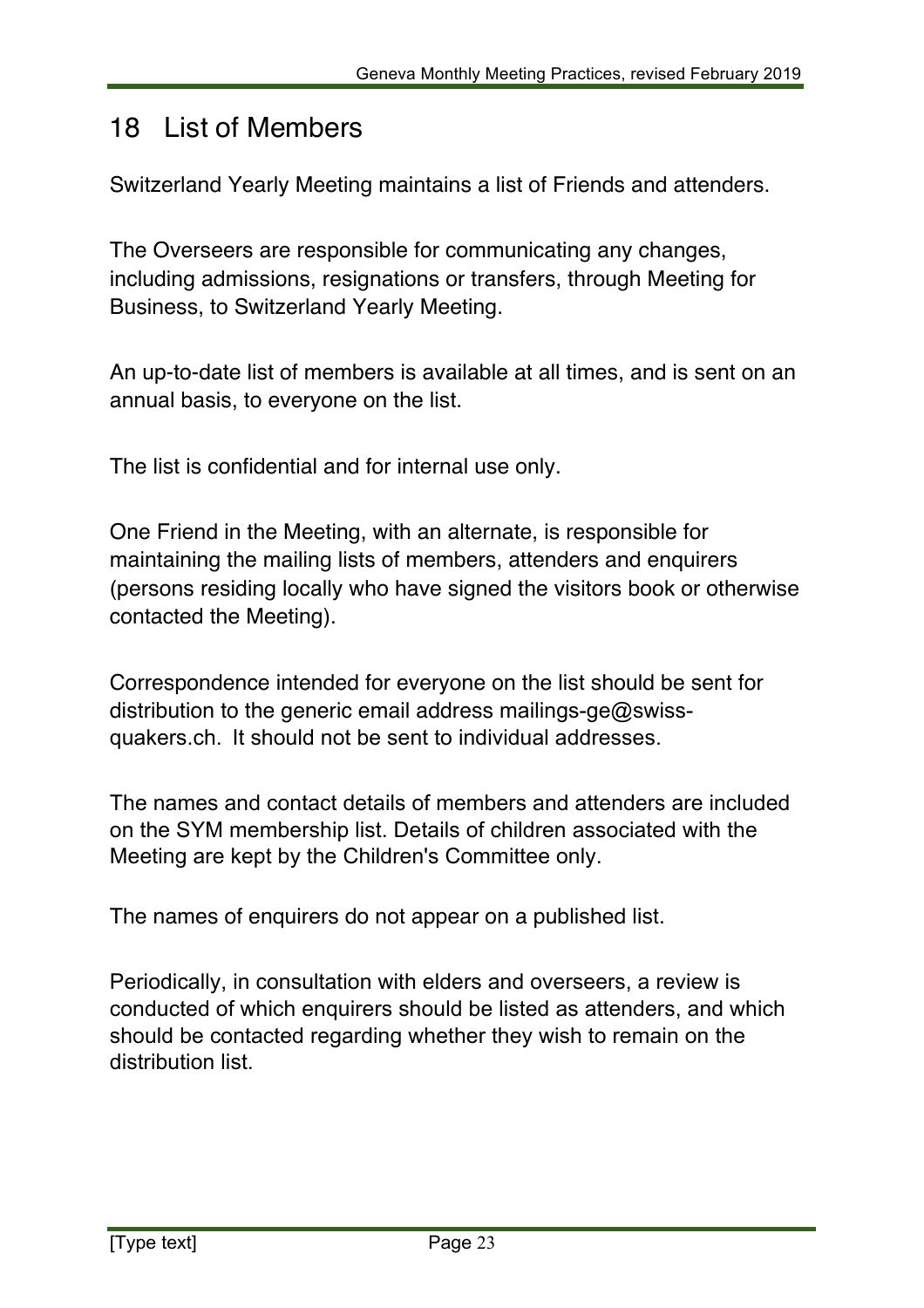# 18 List of Members

Switzerland Yearly Meeting maintains a list of Friends and attenders.

The Overseers are responsible for communicating any changes, including admissions, resignations or transfers, through Meeting for Business, to Switzerland Yearly Meeting.

An up-to-date list of members is available at all times, and is sent on an annual basis, to everyone on the list.

The list is confidential and for internal use only.

One Friend in the Meeting, with an alternate, is responsible for maintaining the mailing lists of members, attenders and enquirers (persons residing locally who have signed the visitors book or otherwise contacted the Meeting).

Correspondence intended for everyone on the list should be sent for distribution to the generic email address mailings-ge@swiss-quakers.ch. It should not be sent to individual addresses.

The names and contact details of members and attenders are included on the SYM membership list. Details of children associated with the Meeting are kept by the Children's Committee only.

The names of enquirers do not appear on a published list.

Periodically, in consultation with elders and overseers, a review is conducted of which enquirers should be listed as attenders, and which should be contacted regarding whether they wish to remain on the distribution list.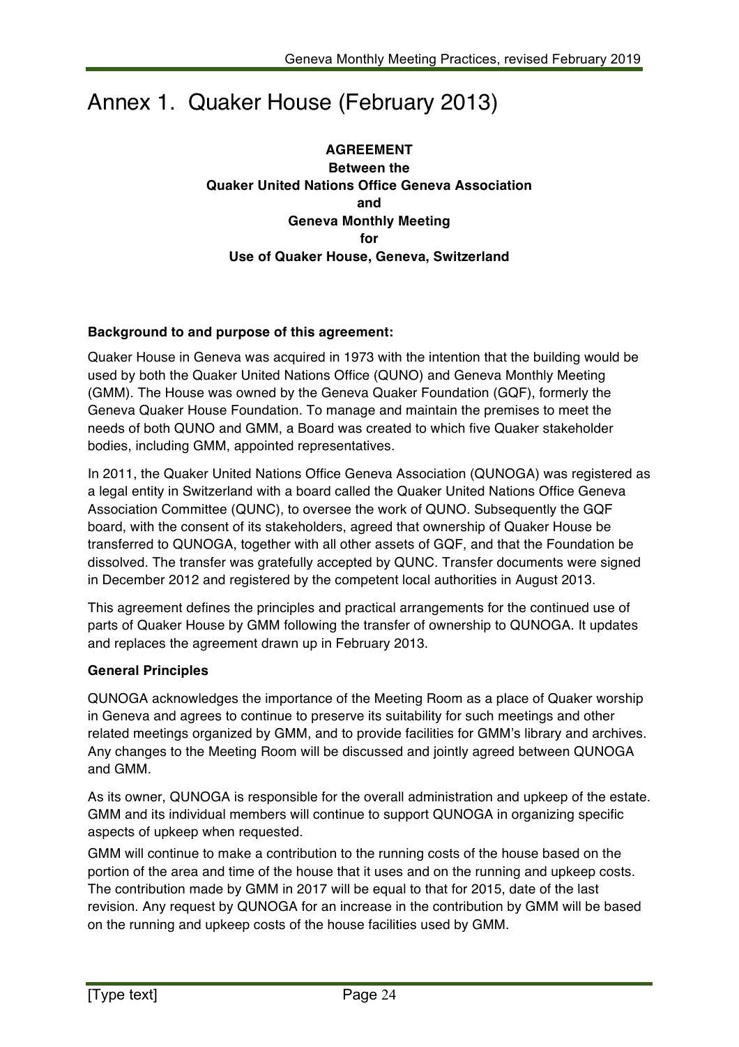# Annex 1. Quaker House (February 2013)

**AGREEMENT**
**Between the**
**Quaker United Nations Office Geneva Association**
**and**
**Geneva Monthly Meeting**
**for**
**Use of Quaker House, Geneva, Switzerland**

**Background to and purpose of this agreement:**

Quaker House in Geneva was acquired in 1973 with the intention that the building would be used by both the Quaker United Nations Office (QUNO) and Geneva Monthly Meeting (GMM). The House was owned by the Geneva Quaker Foundation (GQF), formerly the Geneva Quaker House Foundation. To manage and maintain the premises to meet the needs of both QUNO and GMM, a Board was created to which five Quaker stakeholder bodies, including GMM, appointed representatives.

In 2011, the Quaker United Nations Office Geneva Association (QUNOGA) was registered as a legal entity in Switzerland with a board called the Quaker United Nations Office Geneva Association Committee (QUNC), to oversee the work of QUNO. Subsequently the GQF board, with the consent of its stakeholders, agreed that ownership of Quaker House be transferred to QUNOGA, together with all other assets of GQF, and that the Foundation be dissolved. The transfer was gratefully accepted by QUNC. Transfer documents were signed in December 2012 and registered by the competent local authorities in August 2013.

This agreement defines the principles and practical arrangements for the continued use of parts of Quaker House by GMM following the transfer of ownership to QUNOGA. It updates and replaces the agreement drawn up in February 2013.

**General Principles**

QUNOGA acknowledges the importance of the Meeting Room as a place of Quaker worship in Geneva and agrees to continue to preserve its suitability for such meetings and other related meetings organized by GMM, and to provide facilities for GMM's library and archives. Any changes to the Meeting Room will be discussed and jointly agreed between QUNOGA and GMM.

As its owner, QUNOGA is responsible for the overall administration and upkeep of the estate. GMM and its individual members will continue to support QUNOGA in organizing specific aspects of upkeep when requested.

GMM will continue to make a contribution to the running costs of the house based on the portion of the area and time of the house that it uses and on the running and upkeep costs. The contribution made by GMM in 2017 will be equal to that for 2015, date of the last revision. Any request by QUNOGA for an increase in the contribution by GMM will be based on the running and upkeep costs of the house facilities used by GMM.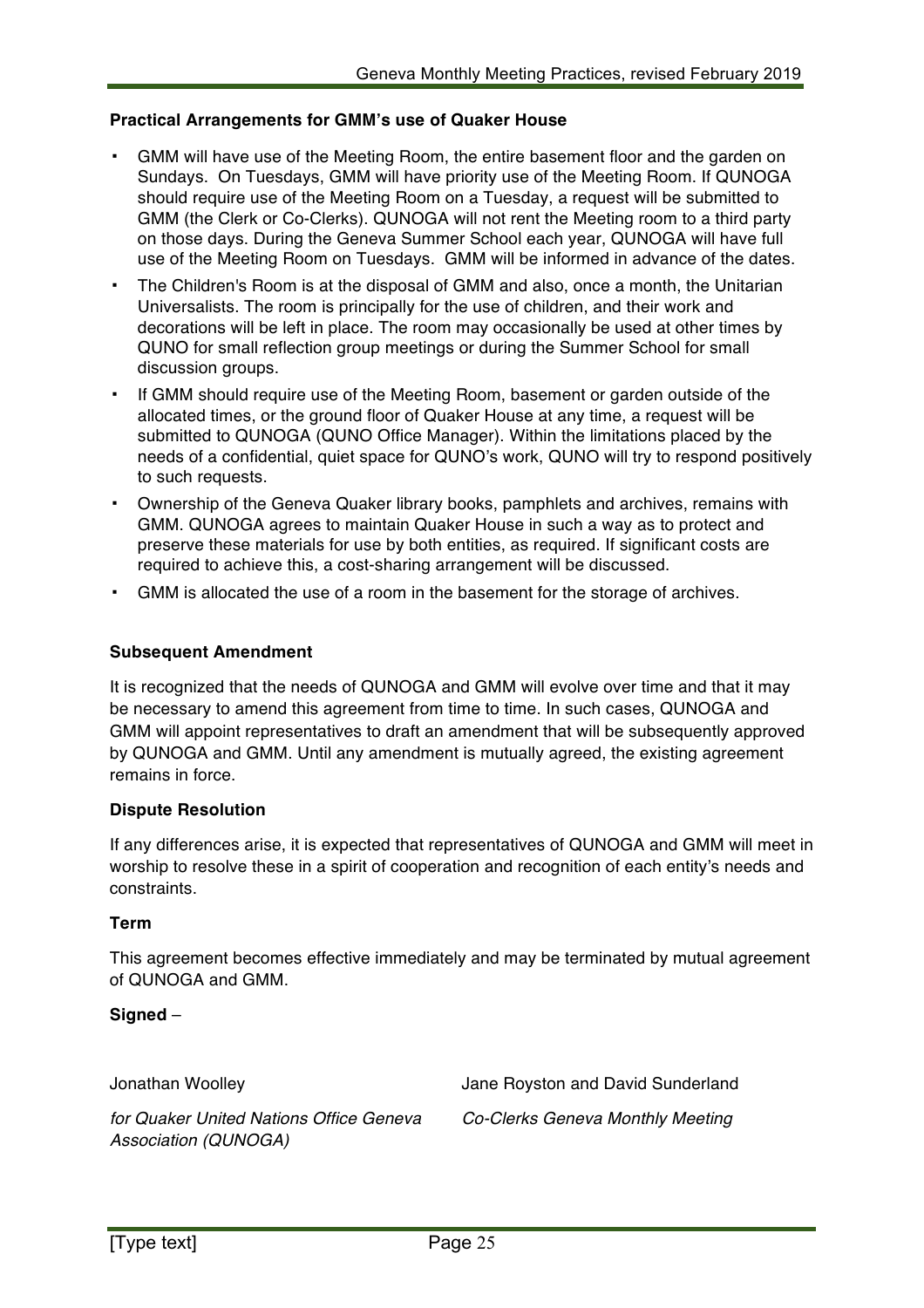**Practical Arrangements for GMM's use of Quaker House**

- GMM will have use of the Meeting Room, the entire basement floor and the garden on Sundays. On Tuesdays, GMM will have priority use of the Meeting Room. If QUNOGA should require use of the Meeting Room on a Tuesday, a request will be submitted to GMM (the Clerk or Co-Clerks). QUNOGA will not rent the Meeting room to a third party on those days. During the Geneva Summer School each year, QUNOGA will have full use of the Meeting Room on Tuesdays. GMM will be informed in advance of the dates.
- The Children's Room is at the disposal of GMM and also, once a month, the Unitarian Universalists. The room is principally for the use of children, and their work and decorations will be left in place. The room may occasionally be used at other times by QUNO for small reflection group meetings or during the Summer School for small discussion groups.
- If GMM should require use of the Meeting Room, basement or garden outside of the allocated times, or the ground floor of Quaker House at any time, a request will be submitted to QUNOGA (QUNO Office Manager). Within the limitations placed by the needs of a confidential, quiet space for QUNO's work, QUNO will try to respond positively to such requests.
- Ownership of the Geneva Quaker library books, pamphlets and archives, remains with GMM. QUNOGA agrees to maintain Quaker House in such a way as to protect and preserve these materials for use by both entities, as required. If significant costs are required to achieve this, a cost-sharing arrangement will be discussed.
- GMM is allocated the use of a room in the basement for the storage of archives.

**Subsequent Amendment**

It is recognized that the needs of QUNOGA and GMM will evolve over time and that it may be necessary to amend this agreement from time to time. In such cases, QUNOGA and GMM will appoint representatives to draft an amendment that will be subsequently approved by QUNOGA and GMM. Until any amendment is mutually agreed, the existing agreement remains in force.

**Dispute Resolution**

If any differences arise, it is expected that representatives of QUNOGA and GMM will meet in worship to resolve these in a spirit of cooperation and recognition of each entity's needs and constraints.

**Term**

This agreement becomes effective immediately and may be terminated by mutual agreement of QUNOGA and GMM.

**Signed** –

Jonathan Woolley
*for Quaker United Nations Office Geneva Association (QUNOGA)*

Jane Royston and David Sunderland
*Co-Clerks Geneva Monthly Meeting*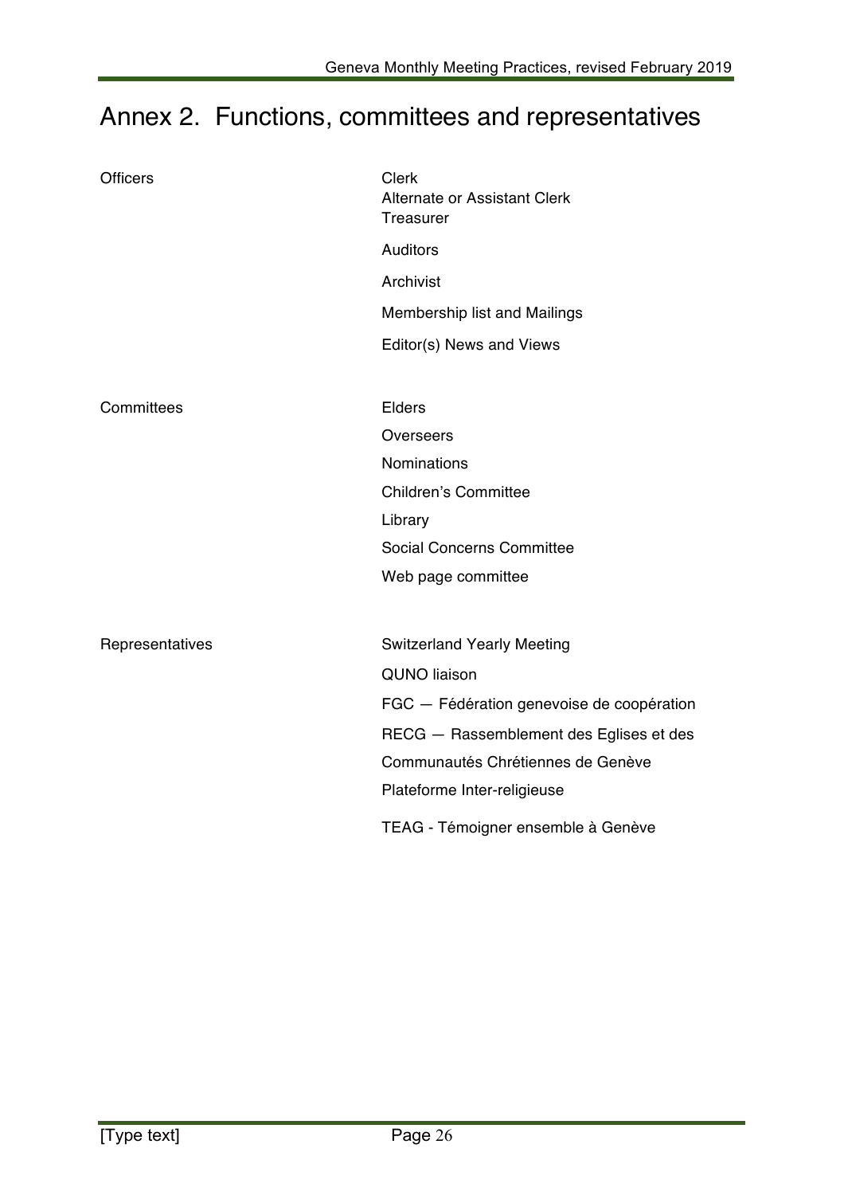# Annex 2. Functions, committees and representatives

| | |
|---|---|
| Officers | Clerk<br>Alternate or Assistant Clerk<br>Treasurer |
| | Auditors |
| | Archivist |
| | Membership list and Mailings |
| | Editor(s) News and Views |
| Committees | Elders |
| | Overseers |
| | Nominations |
| | Children's Committee |
| | Library |
| | Social Concerns Committee |
| | Web page committee |
| Representatives | Switzerland Yearly Meeting |
| | QUNO liaison |
| | FGC — Fédération genevoise de coopération |
| | RECG — Rassemblement des Eglises et des Communautés Chrétiennes de Genève |
| | Plateforme Inter-religieuse |
| | TEAG - Témoigner ensemble à Genève |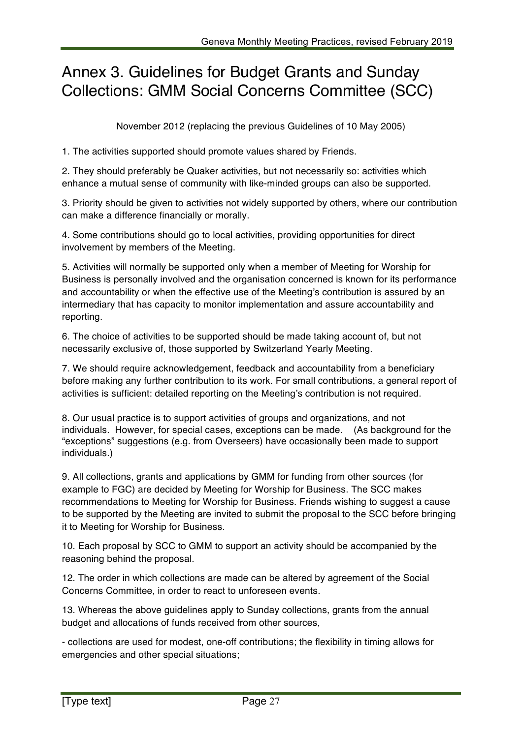# Annex 3. Guidelines for Budget Grants and Sunday Collections: GMM Social Concerns Committee (SCC)

November 2012 (replacing the previous Guidelines of 10 May 2005)

1. The activities supported should promote values shared by Friends.

2. They should preferably be Quaker activities, but not necessarily so: activities which enhance a mutual sense of community with like-minded groups can also be supported.

3. Priority should be given to activities not widely supported by others, where our contribution can make a difference financially or morally.

4. Some contributions should go to local activities, providing opportunities for direct involvement by members of the Meeting.

5. Activities will normally be supported only when a member of Meeting for Worship for Business is personally involved and the organisation concerned is known for its performance and accountability or when the effective use of the Meeting's contribution is assured by an intermediary that has capacity to monitor implementation and assure accountability and reporting.

6. The choice of activities to be supported should be made taking account of, but not necessarily exclusive of, those supported by Switzerland Yearly Meeting.

7. We should require acknowledgement, feedback and accountability from a beneficiary before making any further contribution to its work. For small contributions, a general report of activities is sufficient: detailed reporting on the Meeting's contribution is not required.

8. Our usual practice is to support activities of groups and organizations, and not individuals. However, for special cases, exceptions can be made. (As background for the "exceptions" suggestions (e.g. from Overseers) have occasionally been made to support individuals.)

9. All collections, grants and applications by GMM for funding from other sources (for example to FGC) are decided by Meeting for Worship for Business. The SCC makes recommendations to Meeting for Worship for Business. Friends wishing to suggest a cause to be supported by the Meeting are invited to submit the proposal to the SCC before bringing it to Meeting for Worship for Business.

10. Each proposal by SCC to GMM to support an activity should be accompanied by the reasoning behind the proposal.

12. The order in which collections are made can be altered by agreement of the Social Concerns Committee, in order to react to unforeseen events.

13. Whereas the above guidelines apply to Sunday collections, grants from the annual budget and allocations of funds received from other sources,

- collections are used for modest, one-off contributions; the flexibility in timing allows for emergencies and other special situations;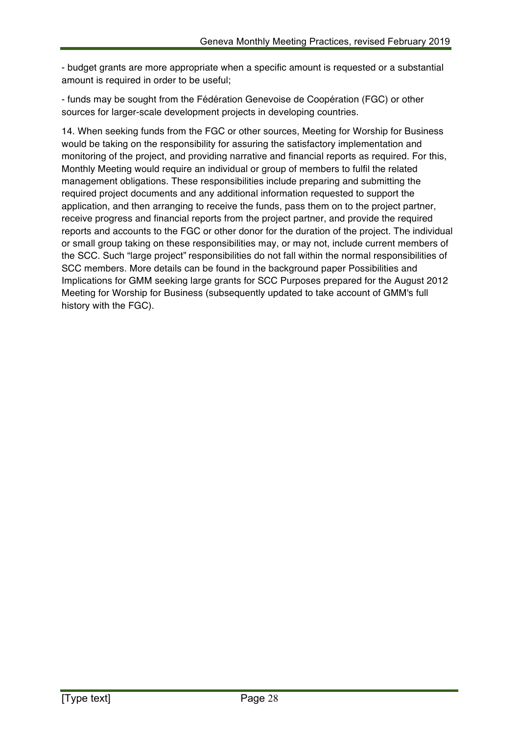- budget grants are more appropriate when a specific amount is requested or a substantial amount is required in order to be useful;

- funds may be sought from the Fédération Genevoise de Coopération (FGC) or other sources for larger-scale development projects in developing countries.

14. When seeking funds from the FGC or other sources, Meeting for Worship for Business would be taking on the responsibility for assuring the satisfactory implementation and monitoring of the project, and providing narrative and financial reports as required. For this, Monthly Meeting would require an individual or group of members to fulfil the related management obligations. These responsibilities include preparing and submitting the required project documents and any additional information requested to support the application, and then arranging to receive the funds, pass them on to the project partner, receive progress and financial reports from the project partner, and provide the required reports and accounts to the FGC or other donor for the duration of the project. The individual or small group taking on these responsibilities may, or may not, include current members of the SCC. Such "large project" responsibilities do not fall within the normal responsibilities of SCC members. More details can be found in the background paper Possibilities and Implications for GMM seeking large grants for SCC Purposes prepared for the August 2012 Meeting for Worship for Business (subsequently updated to take account of GMM's full history with the FGC).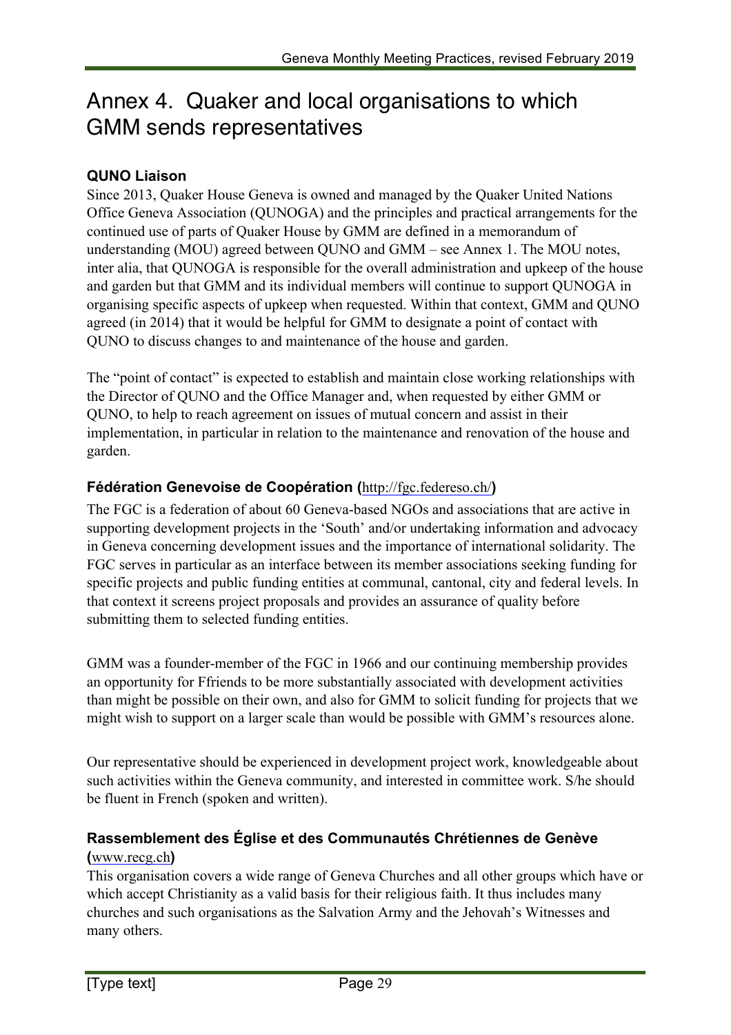# Annex 4. Quaker and local organisations to which GMM sends representatives

### QUNO Liaison

Since 2013, Quaker House Geneva is owned and managed by the Quaker United Nations Office Geneva Association (QUNOGA) and the principles and practical arrangements for the continued use of parts of Quaker House by GMM are defined in a memorandum of understanding (MOU) agreed between QUNO and GMM – see Annex 1. The MOU notes, inter alia, that QUNOGA is responsible for the overall administration and upkeep of the house and garden but that GMM and its individual members will continue to support QUNOGA in organising specific aspects of upkeep when requested. Within that context, GMM and QUNO agreed (in 2014) that it would be helpful for GMM to designate a point of contact with QUNO to discuss changes to and maintenance of the house and garden.

The "point of contact" is expected to establish and maintain close working relationships with the Director of QUNO and the Office Manager and, when requested by either GMM or QUNO, to help to reach agreement on issues of mutual concern and assist in their implementation, in particular in relation to the maintenance and renovation of the house and garden.

### Fédération Genevoise de Coopération (http://fgc.federeso.ch/)

The FGC is a federation of about 60 Geneva-based NGOs and associations that are active in supporting development projects in the 'South' and/or undertaking information and advocacy in Geneva concerning development issues and the importance of international solidarity. The FGC serves in particular as an interface between its member associations seeking funding for specific projects and public funding entities at communal, cantonal, city and federal levels. In that context it screens project proposals and provides an assurance of quality before submitting them to selected funding entities.

GMM was a founder-member of the FGC in 1966 and our continuing membership provides an opportunity for Ffriends to be more substantially associated with development activities than might be possible on their own, and also for GMM to solicit funding for projects that we might wish to support on a larger scale than would be possible with GMM's resources alone.

Our representative should be experienced in development project work, knowledgeable about such activities within the Geneva community, and interested in committee work. S/he should be fluent in French (spoken and written).

### Rassemblement des Église et des Communautés Chrétiennes de Genève (www.recg.ch)

This organisation covers a wide range of Geneva Churches and all other groups which have or which accept Christianity as a valid basis for their religious faith. It thus includes many churches and such organisations as the Salvation Army and the Jehovah's Witnesses and many others.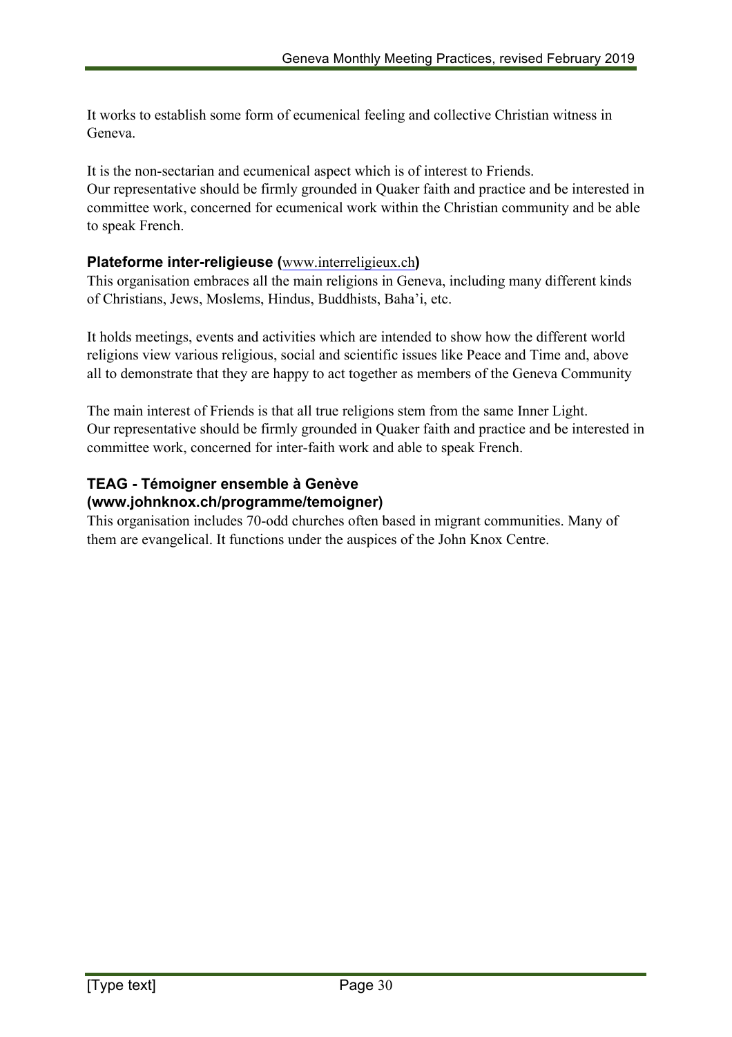It works to establish some form of ecumenical feeling and collective Christian witness in Geneva.

It is the non-sectarian and ecumenical aspect which is of interest to Friends.
Our representative should be firmly grounded in Quaker faith and practice and be interested in committee work, concerned for ecumenical work within the Christian community and be able to speak French.

### Plateforme inter-religieuse (www.interreligieux.ch)

This organisation embraces all the main religions in Geneva, including many different kinds of Christians, Jews, Moslems, Hindus, Buddhists, Baha'i, etc.

It holds meetings, events and activities which are intended to show how the different world religions view various religious, social and scientific issues like Peace and Time and, above all to demonstrate that they are happy to act together as members of the Geneva Community

The main interest of Friends is that all true religions stem from the same Inner Light.
Our representative should be firmly grounded in Quaker faith and practice and be interested in committee work, concerned for inter-faith work and able to speak French.

### TEAG - Témoigner ensemble à Genève (www.johnknox.ch/programme/temoigner)

This organisation includes 70-odd churches often based in migrant communities. Many of them are evangelical. It functions under the auspices of the John Knox Centre.